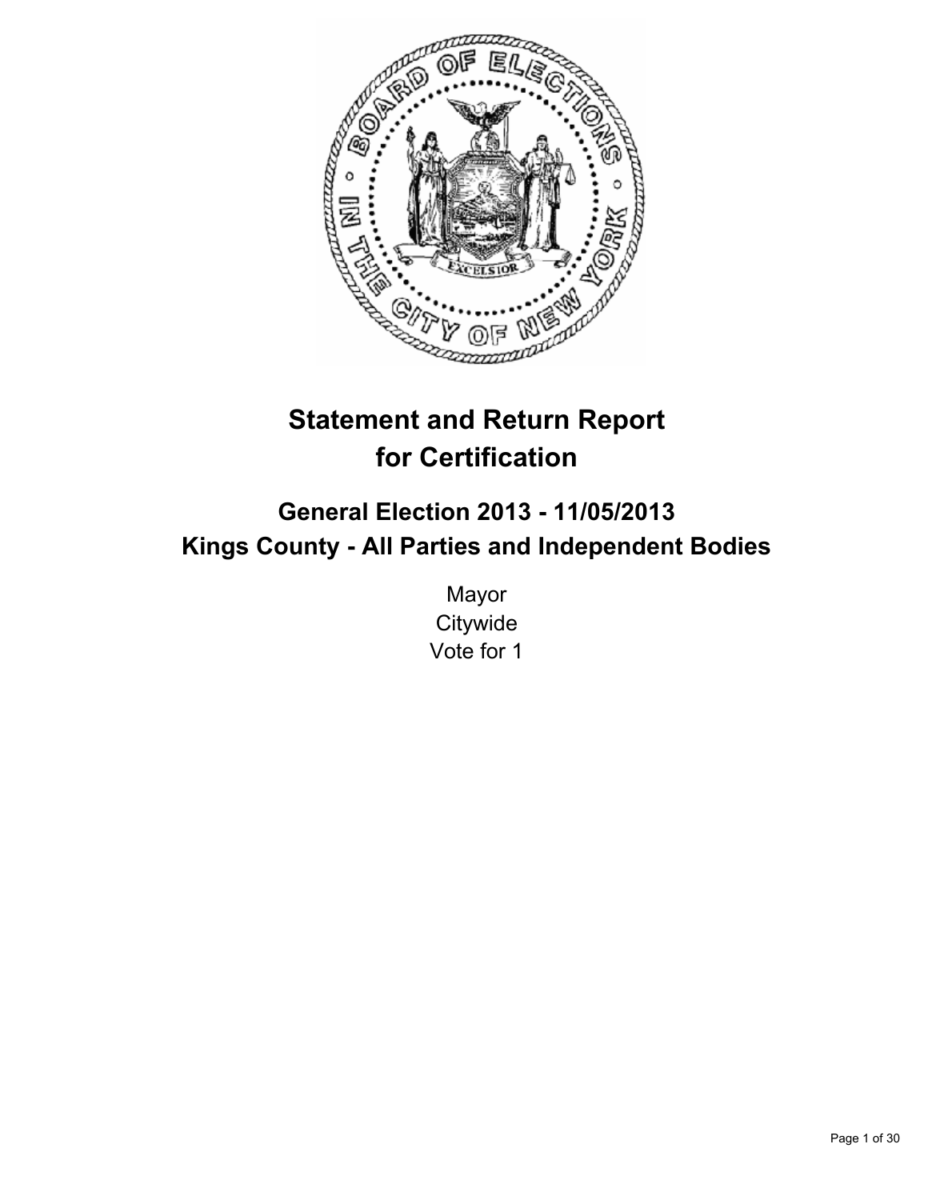# Statement and Return Report for Certification

## General Election 2013 - 11/05/2013
## Kings County - All Parties and Independent Bodies

Mayor
Citywide
Vote for 1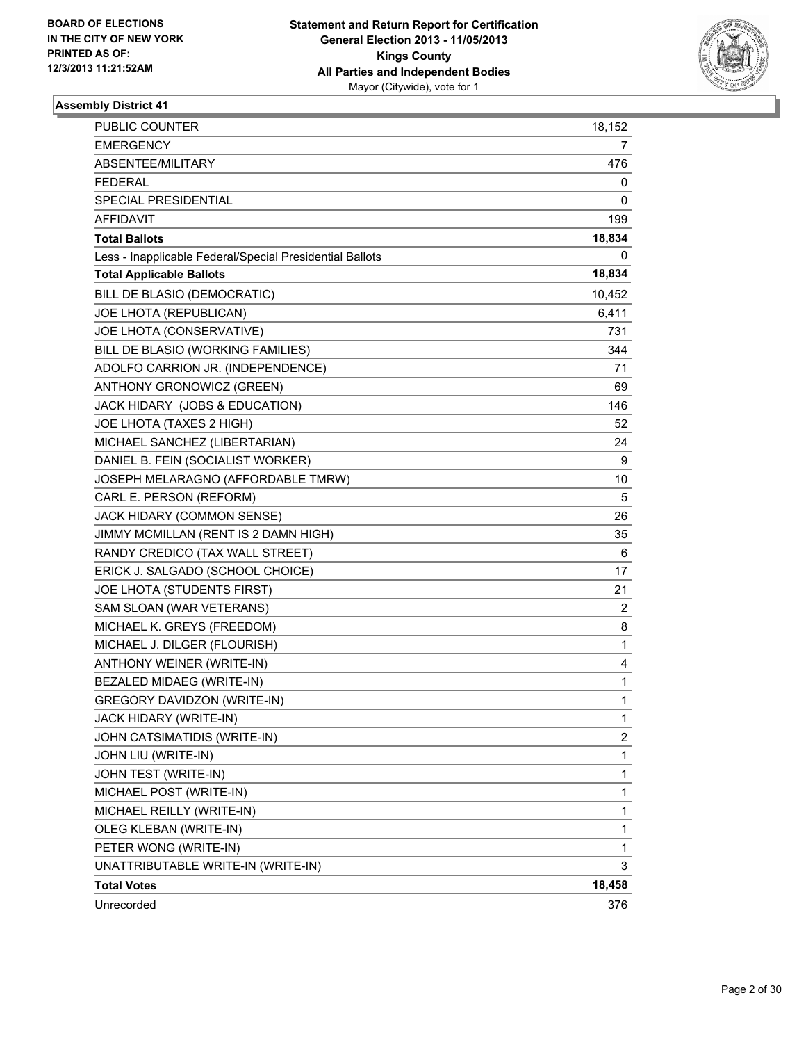BOARD OF ELECTIONS
IN THE CITY OF NEW YORK
PRINTED AS OF:
12/3/2013 11:21:52AM

**Statement and Return Report for Certification**
**General Election 2013 - 11/05/2013**
**Kings County**
**All Parties and Independent Bodies**
Mayor (Citywide), vote for 1

### Assembly District 41

| | |
|---|---|
| PUBLIC COUNTER | 18,152 |
| EMERGENCY | 7 |
| ABSENTEE/MILITARY | 476 |
| FEDERAL | 0 |
| SPECIAL PRESIDENTIAL | 0 |
| AFFIDAVIT | 199 |
| **Total Ballots** | **18,834** |
| Less - Inapplicable Federal/Special Presidential Ballots | 0 |
| **Total Applicable Ballots** | **18,834** |
| BILL DE BLASIO (DEMOCRATIC) | 10,452 |
| JOE LHOTA (REPUBLICAN) | 6,411 |
| JOE LHOTA (CONSERVATIVE) | 731 |
| BILL DE BLASIO (WORKING FAMILIES) | 344 |
| ADOLFO CARRION JR. (INDEPENDENCE) | 71 |
| ANTHONY GRONOWICZ (GREEN) | 69 |
| JACK HIDARY (JOBS & EDUCATION) | 146 |
| JOE LHOTA (TAXES 2 HIGH) | 52 |
| MICHAEL SANCHEZ (LIBERTARIAN) | 24 |
| DANIEL B. FEIN (SOCIALIST WORKER) | 9 |
| JOSEPH MELARAGNO (AFFORDABLE TMRW) | 10 |
| CARL E. PERSON (REFORM) | 5 |
| JACK HIDARY (COMMON SENSE) | 26 |
| JIMMY MCMILLAN (RENT IS 2 DAMN HIGH) | 35 |
| RANDY CREDICO (TAX WALL STREET) | 6 |
| ERICK J. SALGADO (SCHOOL CHOICE) | 17 |
| JOE LHOTA (STUDENTS FIRST) | 21 |
| SAM SLOAN (WAR VETERANS) | 2 |
| MICHAEL K. GREYS (FREEDOM) | 8 |
| MICHAEL J. DILGER (FLOURISH) | 1 |
| ANTHONY WEINER (WRITE-IN) | 4 |
| BEZALED MIDAEG (WRITE-IN) | 1 |
| GREGORY DAVIDZON (WRITE-IN) | 1 |
| JACK HIDARY (WRITE-IN) | 1 |
| JOHN CATSIMATIDIS (WRITE-IN) | 2 |
| JOHN LIU (WRITE-IN) | 1 |
| JOHN TEST (WRITE-IN) | 1 |
| MICHAEL POST (WRITE-IN) | 1 |
| MICHAEL REILLY (WRITE-IN) | 1 |
| OLEG KLEBAN (WRITE-IN) | 1 |
| PETER WONG (WRITE-IN) | 1 |
| UNATTRIBUTABLE WRITE-IN (WRITE-IN) | 3 |
| **Total Votes** | **18,458** |
| Unrecorded | 376 |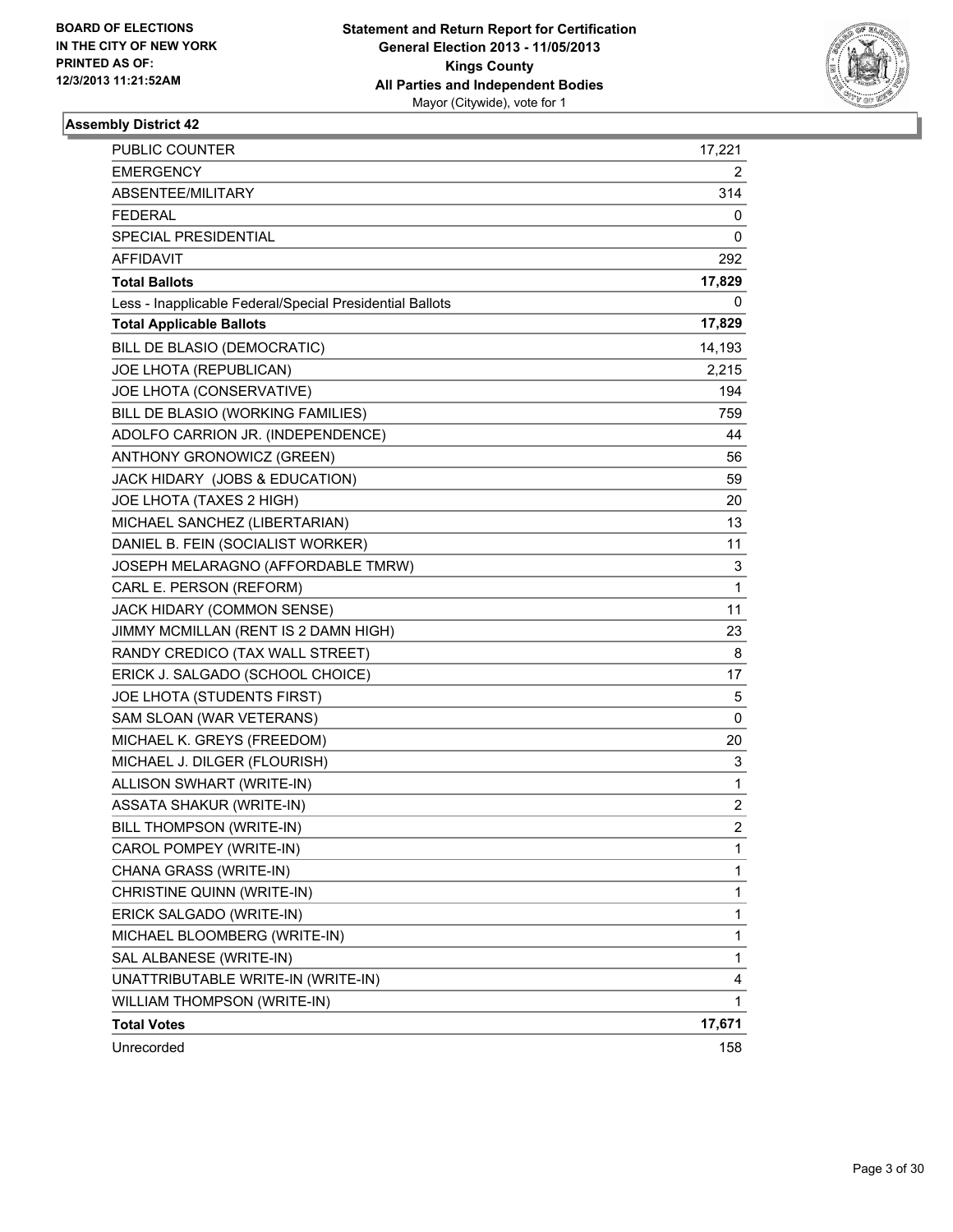BOARD OF ELECTIONS
IN THE CITY OF NEW YORK
PRINTED AS OF:
12/3/2013 11:21:52AM

**Statement and Return Report for Certification**
**General Election 2013 - 11/05/2013**
**Kings County**
**All Parties and Independent Bodies**
Mayor (Citywide), vote for 1

### Assembly District 42

| | |
|---|---|
| PUBLIC COUNTER | 17,221 |
| EMERGENCY | 2 |
| ABSENTEE/MILITARY | 314 |
| FEDERAL | 0 |
| SPECIAL PRESIDENTIAL | 0 |
| AFFIDAVIT | 292 |
| **Total Ballots** | **17,829** |
| Less - Inapplicable Federal/Special Presidential Ballots | 0 |
| **Total Applicable Ballots** | **17,829** |
| BILL DE BLASIO (DEMOCRATIC) | 14,193 |
| JOE LHOTA (REPUBLICAN) | 2,215 |
| JOE LHOTA (CONSERVATIVE) | 194 |
| BILL DE BLASIO (WORKING FAMILIES) | 759 |
| ADOLFO CARRION JR. (INDEPENDENCE) | 44 |
| ANTHONY GRONOWICZ (GREEN) | 56 |
| JACK HIDARY (JOBS & EDUCATION) | 59 |
| JOE LHOTA (TAXES 2 HIGH) | 20 |
| MICHAEL SANCHEZ (LIBERTARIAN) | 13 |
| DANIEL B. FEIN (SOCIALIST WORKER) | 11 |
| JOSEPH MELARAGNO (AFFORDABLE TMRW) | 3 |
| CARL E. PERSON (REFORM) | 1 |
| JACK HIDARY (COMMON SENSE) | 11 |
| JIMMY MCMILLAN (RENT IS 2 DAMN HIGH) | 23 |
| RANDY CREDICO (TAX WALL STREET) | 8 |
| ERICK J. SALGADO (SCHOOL CHOICE) | 17 |
| JOE LHOTA (STUDENTS FIRST) | 5 |
| SAM SLOAN (WAR VETERANS) | 0 |
| MICHAEL K. GREYS (FREEDOM) | 20 |
| MICHAEL J. DILGER (FLOURISH) | 3 |
| ALLISON SWHART (WRITE-IN) | 1 |
| ASSATA SHAKUR (WRITE-IN) | 2 |
| BILL THOMPSON (WRITE-IN) | 2 |
| CAROL POMPEY (WRITE-IN) | 1 |
| CHANA GRASS (WRITE-IN) | 1 |
| CHRISTINE QUINN (WRITE-IN) | 1 |
| ERICK SALGADO (WRITE-IN) | 1 |
| MICHAEL BLOOMBERG (WRITE-IN) | 1 |
| SAL ALBANESE (WRITE-IN) | 1 |
| UNATTRIBUTABLE WRITE-IN (WRITE-IN) | 4 |
| WILLIAM THOMPSON (WRITE-IN) | 1 |
| **Total Votes** | **17,671** |
| Unrecorded | 158 |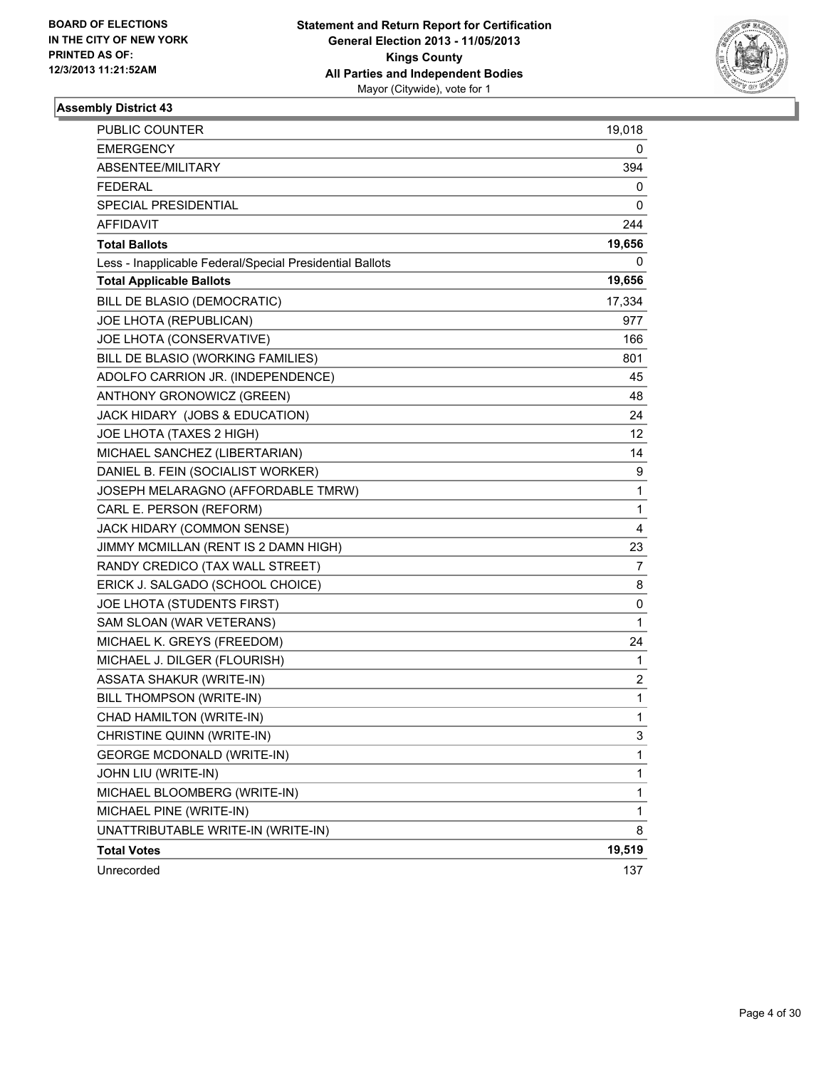**BOARD OF ELECTIONS IN THE CITY OF NEW YORK PRINTED AS OF: 12/3/2013 11:21:52AM**

**Statement and Return Report for Certification General Election 2013 - 11/05/2013 Kings County All Parties and Independent Bodies**
Mayor (Citywide), vote for 1

### Assembly District 43

| | |
|---|---|
| PUBLIC COUNTER | 19,018 |
| EMERGENCY | 0 |
| ABSENTEE/MILITARY | 394 |
| FEDERAL | 0 |
| SPECIAL PRESIDENTIAL | 0 |
| AFFIDAVIT | 244 |
| **Total Ballots** | **19,656** |
| Less - Inapplicable Federal/Special Presidential Ballots | 0 |
| **Total Applicable Ballots** | **19,656** |
| BILL DE BLASIO (DEMOCRATIC) | 17,334 |
| JOE LHOTA (REPUBLICAN) | 977 |
| JOE LHOTA (CONSERVATIVE) | 166 |
| BILL DE BLASIO (WORKING FAMILIES) | 801 |
| ADOLFO CARRION JR. (INDEPENDENCE) | 45 |
| ANTHONY GRONOWICZ (GREEN) | 48 |
| JACK HIDARY (JOBS & EDUCATION) | 24 |
| JOE LHOTA (TAXES 2 HIGH) | 12 |
| MICHAEL SANCHEZ (LIBERTARIAN) | 14 |
| DANIEL B. FEIN (SOCIALIST WORKER) | 9 |
| JOSEPH MELARAGNO (AFFORDABLE TMRW) | 1 |
| CARL E. PERSON (REFORM) | 1 |
| JACK HIDARY (COMMON SENSE) | 4 |
| JIMMY MCMILLAN (RENT IS 2 DAMN HIGH) | 23 |
| RANDY CREDICO (TAX WALL STREET) | 7 |
| ERICK J. SALGADO (SCHOOL CHOICE) | 8 |
| JOE LHOTA (STUDENTS FIRST) | 0 |
| SAM SLOAN (WAR VETERANS) | 1 |
| MICHAEL K. GREYS (FREEDOM) | 24 |
| MICHAEL J. DILGER (FLOURISH) | 1 |
| ASSATA SHAKUR (WRITE-IN) | 2 |
| BILL THOMPSON (WRITE-IN) | 1 |
| CHAD HAMILTON (WRITE-IN) | 1 |
| CHRISTINE QUINN (WRITE-IN) | 3 |
| GEORGE MCDONALD (WRITE-IN) | 1 |
| JOHN LIU (WRITE-IN) | 1 |
| MICHAEL BLOOMBERG (WRITE-IN) | 1 |
| MICHAEL PINE (WRITE-IN) | 1 |
| UNATTRIBUTABLE WRITE-IN (WRITE-IN) | 8 |
| **Total Votes** | **19,519** |
| Unrecorded | 137 |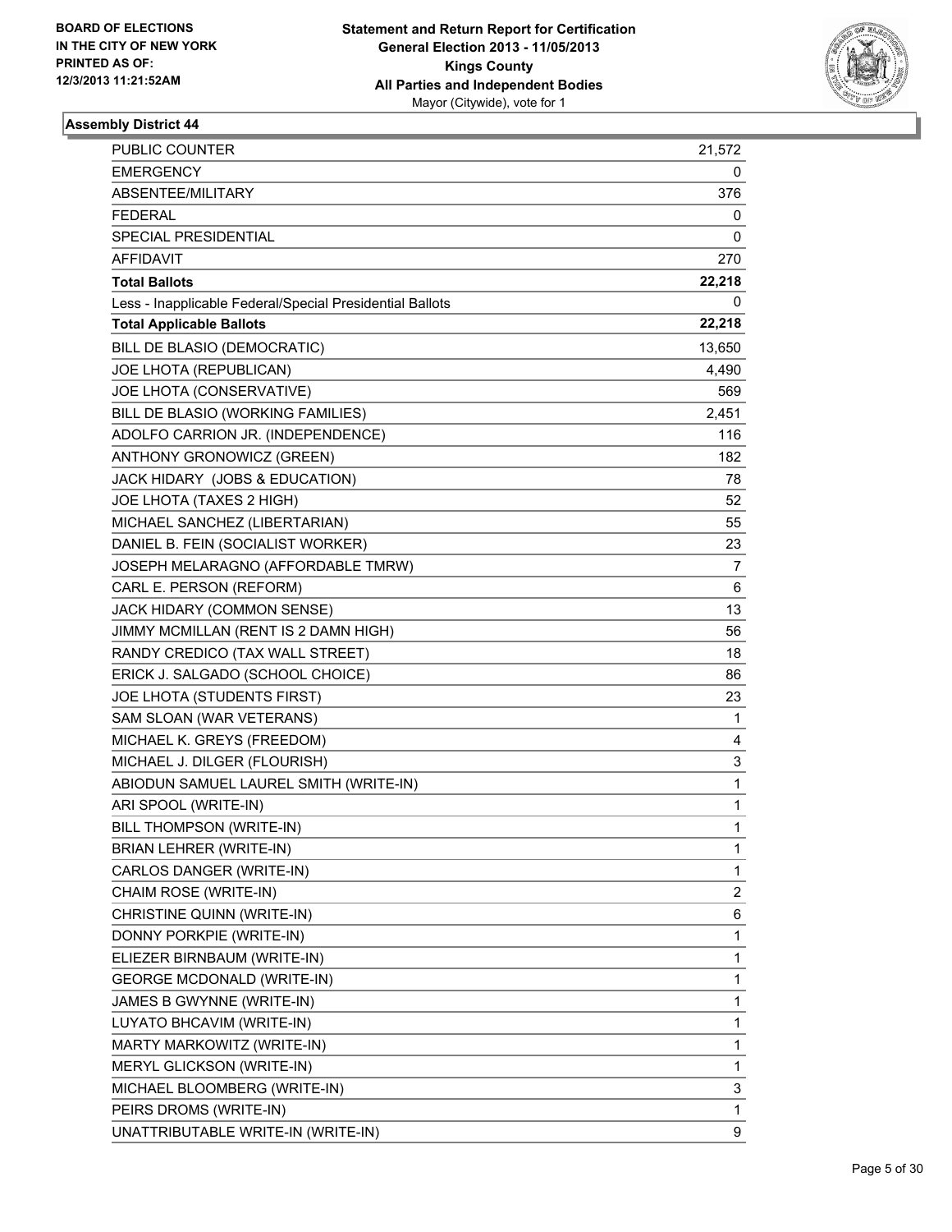**BOARD OF ELECTIONS IN THE CITY OF NEW YORK PRINTED AS OF: 12/3/2013 11:21:52AM**

**Statement and Return Report for Certification**
**General Election 2013 - 11/05/2013**
**Kings County**
**All Parties and Independent Bodies**
Mayor (Citywide), vote for 1

### Assembly District 44

| | |
|---|---|
| PUBLIC COUNTER | 21,572 |
| EMERGENCY | 0 |
| ABSENTEE/MILITARY | 376 |
| FEDERAL | 0 |
| SPECIAL PRESIDENTIAL | 0 |
| AFFIDAVIT | 270 |
| **Total Ballots** | **22,218** |
| Less - Inapplicable Federal/Special Presidential Ballots | 0 |
| **Total Applicable Ballots** | **22,218** |
| BILL DE BLASIO (DEMOCRATIC) | 13,650 |
| JOE LHOTA (REPUBLICAN) | 4,490 |
| JOE LHOTA (CONSERVATIVE) | 569 |
| BILL DE BLASIO (WORKING FAMILIES) | 2,451 |
| ADOLFO CARRION JR. (INDEPENDENCE) | 116 |
| ANTHONY GRONOWICZ (GREEN) | 182 |
| JACK HIDARY (JOBS & EDUCATION) | 78 |
| JOE LHOTA (TAXES 2 HIGH) | 52 |
| MICHAEL SANCHEZ (LIBERTARIAN) | 55 |
| DANIEL B. FEIN (SOCIALIST WORKER) | 23 |
| JOSEPH MELARAGNO (AFFORDABLE TMRW) | 7 |
| CARL E. PERSON (REFORM) | 6 |
| JACK HIDARY (COMMON SENSE) | 13 |
| JIMMY MCMILLAN (RENT IS 2 DAMN HIGH) | 56 |
| RANDY CREDICO (TAX WALL STREET) | 18 |
| ERICK J. SALGADO (SCHOOL CHOICE) | 86 |
| JOE LHOTA (STUDENTS FIRST) | 23 |
| SAM SLOAN (WAR VETERANS) | 1 |
| MICHAEL K. GREYS (FREEDOM) | 4 |
| MICHAEL J. DILGER (FLOURISH) | 3 |
| ABIODUN SAMUEL LAUREL SMITH (WRITE-IN) | 1 |
| ARI SPOOL (WRITE-IN) | 1 |
| BILL THOMPSON (WRITE-IN) | 1 |
| BRIAN LEHRER (WRITE-IN) | 1 |
| CARLOS DANGER (WRITE-IN) | 1 |
| CHAIM ROSE (WRITE-IN) | 2 |
| CHRISTINE QUINN (WRITE-IN) | 6 |
| DONNY PORKPIE (WRITE-IN) | 1 |
| ELIEZER BIRNBAUM (WRITE-IN) | 1 |
| GEORGE MCDONALD (WRITE-IN) | 1 |
| JAMES B GWYNNE (WRITE-IN) | 1 |
| LUYATO BHCAVIM (WRITE-IN) | 1 |
| MARTY MARKOWITZ (WRITE-IN) | 1 |
| MERYL GLICKSON (WRITE-IN) | 1 |
| MICHAEL BLOOMBERG (WRITE-IN) | 3 |
| PEIRS DROMS (WRITE-IN) | 1 |
| UNATTRIBUTABLE WRITE-IN (WRITE-IN) | 9 |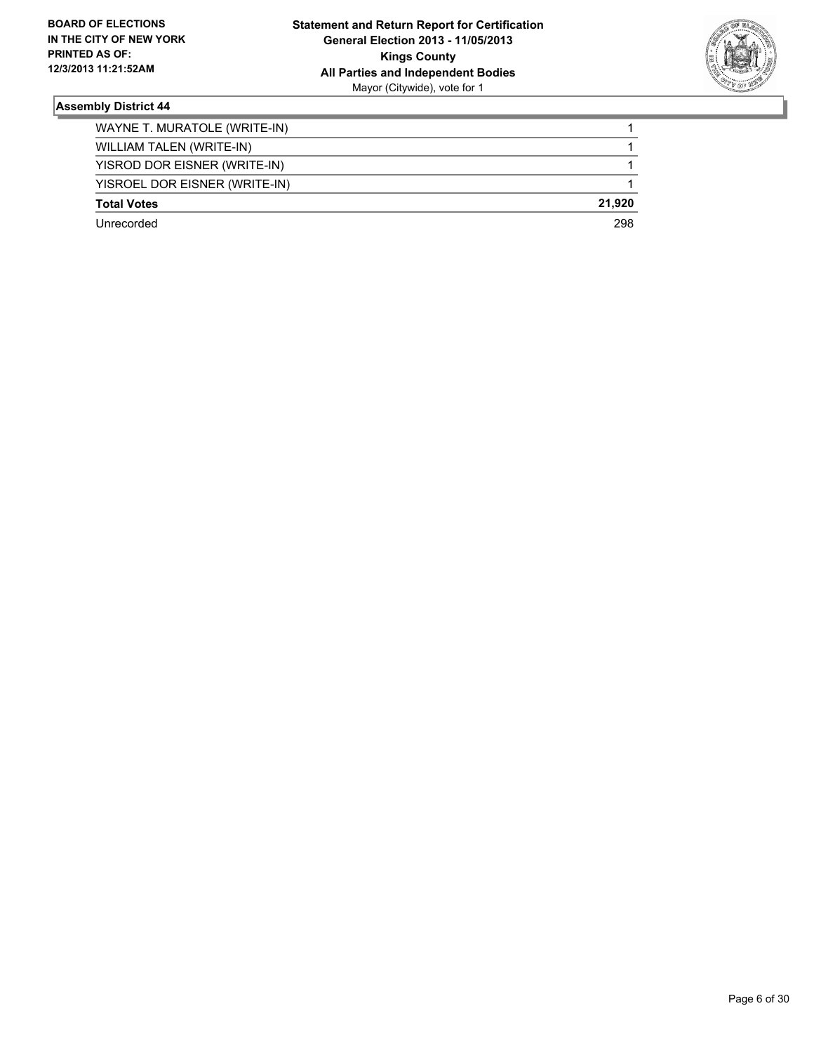### Assembly District 44

| | |
|---|---|
| WAYNE T. MURATOLE (WRITE-IN) | 1 |
| WILLIAM TALEN (WRITE-IN) | 1 |
| YISROD DOR EISNER (WRITE-IN) | 1 |
| YISROEL DOR EISNER (WRITE-IN) | 1 |
| **Total Votes** | **21,920** |
| Unrecorded | 298 |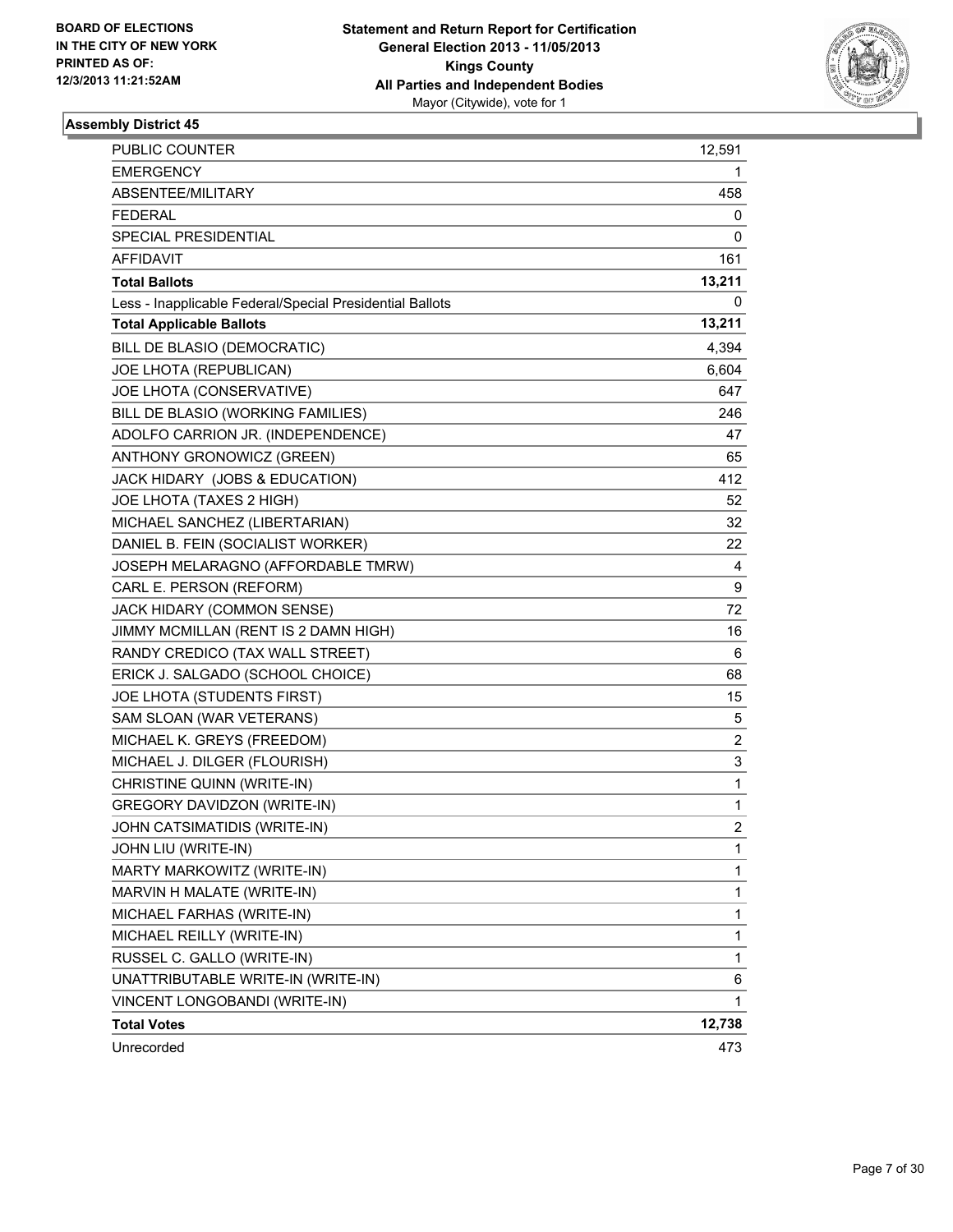BOARD OF ELECTIONS
IN THE CITY OF NEW YORK
PRINTED AS OF:
12/3/2013 11:21:52AM

**Statement and Return Report for Certification**
**General Election 2013 - 11/05/2013**
**Kings County**
**All Parties and Independent Bodies**
Mayor (Citywide), vote for 1

### Assembly District 45

| | |
|---|---|
| PUBLIC COUNTER | 12,591 |
| EMERGENCY | 1 |
| ABSENTEE/MILITARY | 458 |
| FEDERAL | 0 |
| SPECIAL PRESIDENTIAL | 0 |
| AFFIDAVIT | 161 |
| **Total Ballots** | **13,211** |
| Less - Inapplicable Federal/Special Presidential Ballots | 0 |
| **Total Applicable Ballots** | **13,211** |
| BILL DE BLASIO (DEMOCRATIC) | 4,394 |
| JOE LHOTA (REPUBLICAN) | 6,604 |
| JOE LHOTA (CONSERVATIVE) | 647 |
| BILL DE BLASIO (WORKING FAMILIES) | 246 |
| ADOLFO CARRION JR. (INDEPENDENCE) | 47 |
| ANTHONY GRONOWICZ (GREEN) | 65 |
| JACK HIDARY (JOBS & EDUCATION) | 412 |
| JOE LHOTA (TAXES 2 HIGH) | 52 |
| MICHAEL SANCHEZ (LIBERTARIAN) | 32 |
| DANIEL B. FEIN (SOCIALIST WORKER) | 22 |
| JOSEPH MELARAGNO (AFFORDABLE TMRW) | 4 |
| CARL E. PERSON (REFORM) | 9 |
| JACK HIDARY (COMMON SENSE) | 72 |
| JIMMY MCMILLAN (RENT IS 2 DAMN HIGH) | 16 |
| RANDY CREDICO (TAX WALL STREET) | 6 |
| ERICK J. SALGADO (SCHOOL CHOICE) | 68 |
| JOE LHOTA (STUDENTS FIRST) | 15 |
| SAM SLOAN (WAR VETERANS) | 5 |
| MICHAEL K. GREYS (FREEDOM) | 2 |
| MICHAEL J. DILGER (FLOURISH) | 3 |
| CHRISTINE QUINN (WRITE-IN) | 1 |
| GREGORY DAVIDZON (WRITE-IN) | 1 |
| JOHN CATSIMATIDIS (WRITE-IN) | 2 |
| JOHN LIU (WRITE-IN) | 1 |
| MARTY MARKOWITZ (WRITE-IN) | 1 |
| MARVIN H MALATE (WRITE-IN) | 1 |
| MICHAEL FARHAS (WRITE-IN) | 1 |
| MICHAEL REILLY (WRITE-IN) | 1 |
| RUSSEL C. GALLO (WRITE-IN) | 1 |
| UNATTRIBUTABLE WRITE-IN (WRITE-IN) | 6 |
| VINCENT LONGOBANDI (WRITE-IN) | 1 |
| **Total Votes** | **12,738** |
| Unrecorded | 473 |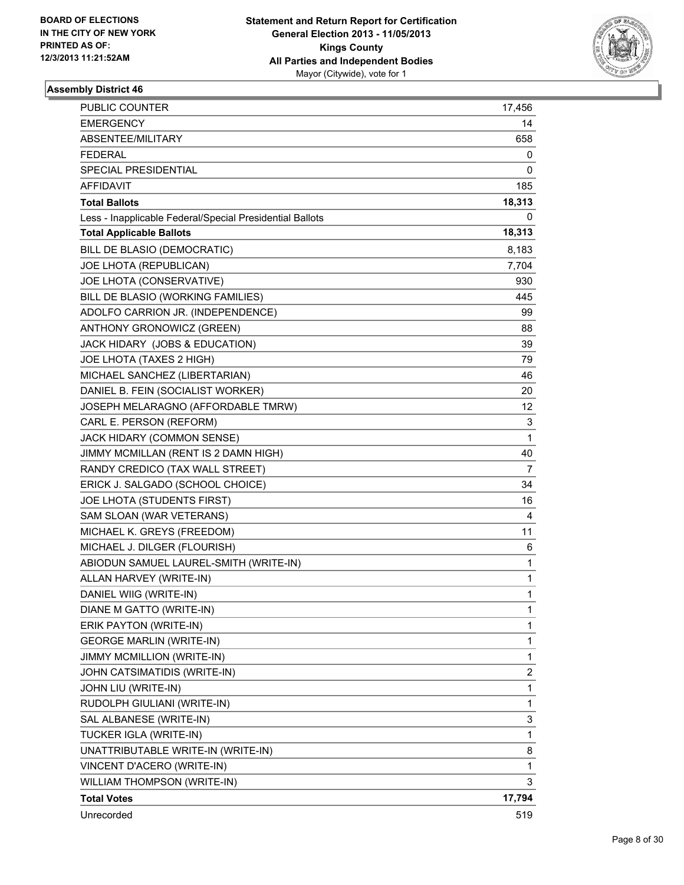**BOARD OF ELECTIONS IN THE CITY OF NEW YORK PRINTED AS OF: 12/3/2013 11:21:52AM**

**Statement and Return Report for Certification**
**General Election 2013 - 11/05/2013**
**Kings County**
**All Parties and Independent Bodies**
Mayor (Citywide), vote for 1

### Assembly District 46

| | |
|---|---|
| PUBLIC COUNTER | 17,456 |
| EMERGENCY | 14 |
| ABSENTEE/MILITARY | 658 |
| FEDERAL | 0 |
| SPECIAL PRESIDENTIAL | 0 |
| AFFIDAVIT | 185 |
| **Total Ballots** | **18,313** |
| Less - Inapplicable Federal/Special Presidential Ballots | 0 |
| **Total Applicable Ballots** | **18,313** |
| BILL DE BLASIO (DEMOCRATIC) | 8,183 |
| JOE LHOTA (REPUBLICAN) | 7,704 |
| JOE LHOTA (CONSERVATIVE) | 930 |
| BILL DE BLASIO (WORKING FAMILIES) | 445 |
| ADOLFO CARRION JR. (INDEPENDENCE) | 99 |
| ANTHONY GRONOWICZ (GREEN) | 88 |
| JACK HIDARY (JOBS & EDUCATION) | 39 |
| JOE LHOTA (TAXES 2 HIGH) | 79 |
| MICHAEL SANCHEZ (LIBERTARIAN) | 46 |
| DANIEL B. FEIN (SOCIALIST WORKER) | 20 |
| JOSEPH MELARAGNO (AFFORDABLE TMRW) | 12 |
| CARL E. PERSON (REFORM) | 3 |
| JACK HIDARY (COMMON SENSE) | 1 |
| JIMMY MCMILLAN (RENT IS 2 DAMN HIGH) | 40 |
| RANDY CREDICO (TAX WALL STREET) | 7 |
| ERICK J. SALGADO (SCHOOL CHOICE) | 34 |
| JOE LHOTA (STUDENTS FIRST) | 16 |
| SAM SLOAN (WAR VETERANS) | 4 |
| MICHAEL K. GREYS (FREEDOM) | 11 |
| MICHAEL J. DILGER (FLOURISH) | 6 |
| ABIODUN SAMUEL LAUREL-SMITH (WRITE-IN) | 1 |
| ALLAN HARVEY (WRITE-IN) | 1 |
| DANIEL WIIG (WRITE-IN) | 1 |
| DIANE M GATTO (WRITE-IN) | 1 |
| ERIK PAYTON (WRITE-IN) | 1 |
| GEORGE MARLIN (WRITE-IN) | 1 |
| JIMMY MCMILLION (WRITE-IN) | 1 |
| JOHN CATSIMATIDIS (WRITE-IN) | 2 |
| JOHN LIU (WRITE-IN) | 1 |
| RUDOLPH GIULIANI (WRITE-IN) | 1 |
| SAL ALBANESE (WRITE-IN) | 3 |
| TUCKER IGLA (WRITE-IN) | 1 |
| UNATTRIBUTABLE WRITE-IN (WRITE-IN) | 8 |
| VINCENT D'ACERO (WRITE-IN) | 1 |
| WILLIAM THOMPSON (WRITE-IN) | 3 |
| **Total Votes** | **17,794** |
| Unrecorded | 519 |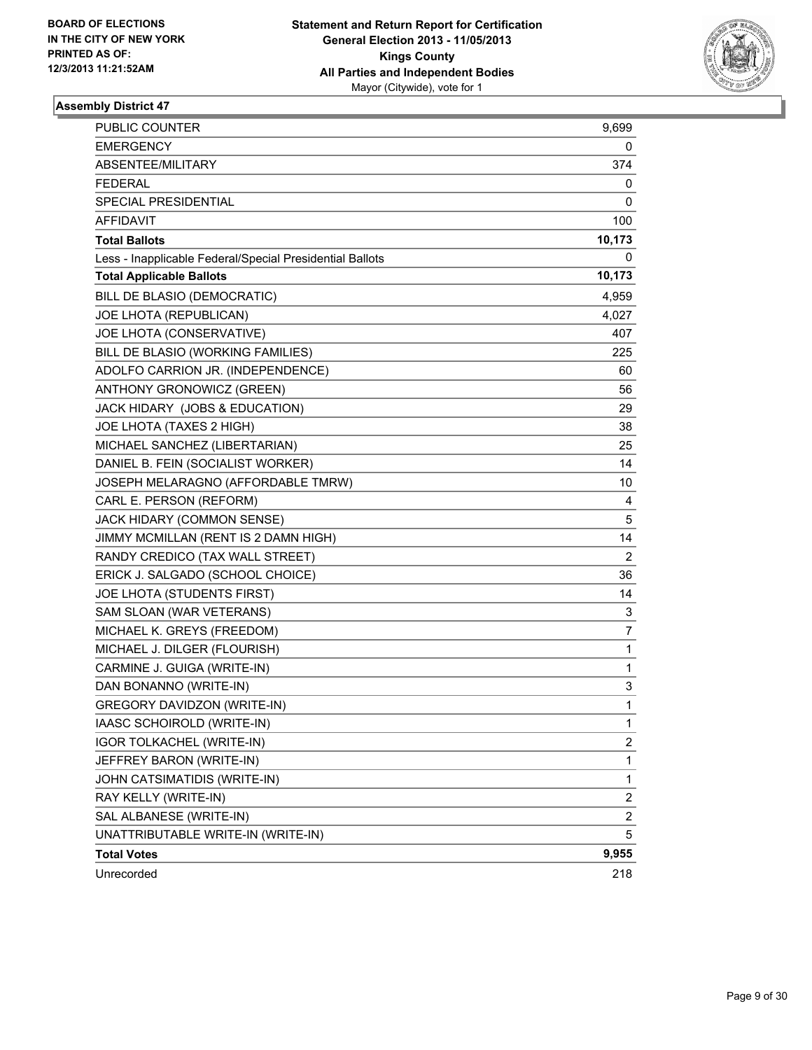BOARD OF ELECTIONS
IN THE CITY OF NEW YORK
PRINTED AS OF:
12/3/2013 11:21:52AM

**Statement and Return Report for Certification**
**General Election 2013 - 11/05/2013**
**Kings County**
**All Parties and Independent Bodies**
Mayor (Citywide), vote for 1

### Assembly District 47

| | |
|---|---|
| PUBLIC COUNTER | 9,699 |
| EMERGENCY | 0 |
| ABSENTEE/MILITARY | 374 |
| FEDERAL | 0 |
| SPECIAL PRESIDENTIAL | 0 |
| AFFIDAVIT | 100 |
| **Total Ballots** | **10,173** |
| Less - Inapplicable Federal/Special Presidential Ballots | 0 |
| **Total Applicable Ballots** | **10,173** |
| BILL DE BLASIO (DEMOCRATIC) | 4,959 |
| JOE LHOTA (REPUBLICAN) | 4,027 |
| JOE LHOTA (CONSERVATIVE) | 407 |
| BILL DE BLASIO (WORKING FAMILIES) | 225 |
| ADOLFO CARRION JR. (INDEPENDENCE) | 60 |
| ANTHONY GRONOWICZ (GREEN) | 56 |
| JACK HIDARY (JOBS & EDUCATION) | 29 |
| JOE LHOTA (TAXES 2 HIGH) | 38 |
| MICHAEL SANCHEZ (LIBERTARIAN) | 25 |
| DANIEL B. FEIN (SOCIALIST WORKER) | 14 |
| JOSEPH MELARAGNO (AFFORDABLE TMRW) | 10 |
| CARL E. PERSON (REFORM) | 4 |
| JACK HIDARY (COMMON SENSE) | 5 |
| JIMMY MCMILLAN (RENT IS 2 DAMN HIGH) | 14 |
| RANDY CREDICO (TAX WALL STREET) | 2 |
| ERICK J. SALGADO (SCHOOL CHOICE) | 36 |
| JOE LHOTA (STUDENTS FIRST) | 14 |
| SAM SLOAN (WAR VETERANS) | 3 |
| MICHAEL K. GREYS (FREEDOM) | 7 |
| MICHAEL J. DILGER (FLOURISH) | 1 |
| CARMINE J. GUIGA (WRITE-IN) | 1 |
| DAN BONANNO (WRITE-IN) | 3 |
| GREGORY DAVIDZON (WRITE-IN) | 1 |
| IAASC SCHOIROLD (WRITE-IN) | 1 |
| IGOR TOLKACHEL (WRITE-IN) | 2 |
| JEFFREY BARON (WRITE-IN) | 1 |
| JOHN CATSIMATIDIS (WRITE-IN) | 1 |
| RAY KELLY (WRITE-IN) | 2 |
| SAL ALBANESE (WRITE-IN) | 2 |
| UNATTRIBUTABLE WRITE-IN (WRITE-IN) | 5 |
| **Total Votes** | **9,955** |
| Unrecorded | 218 |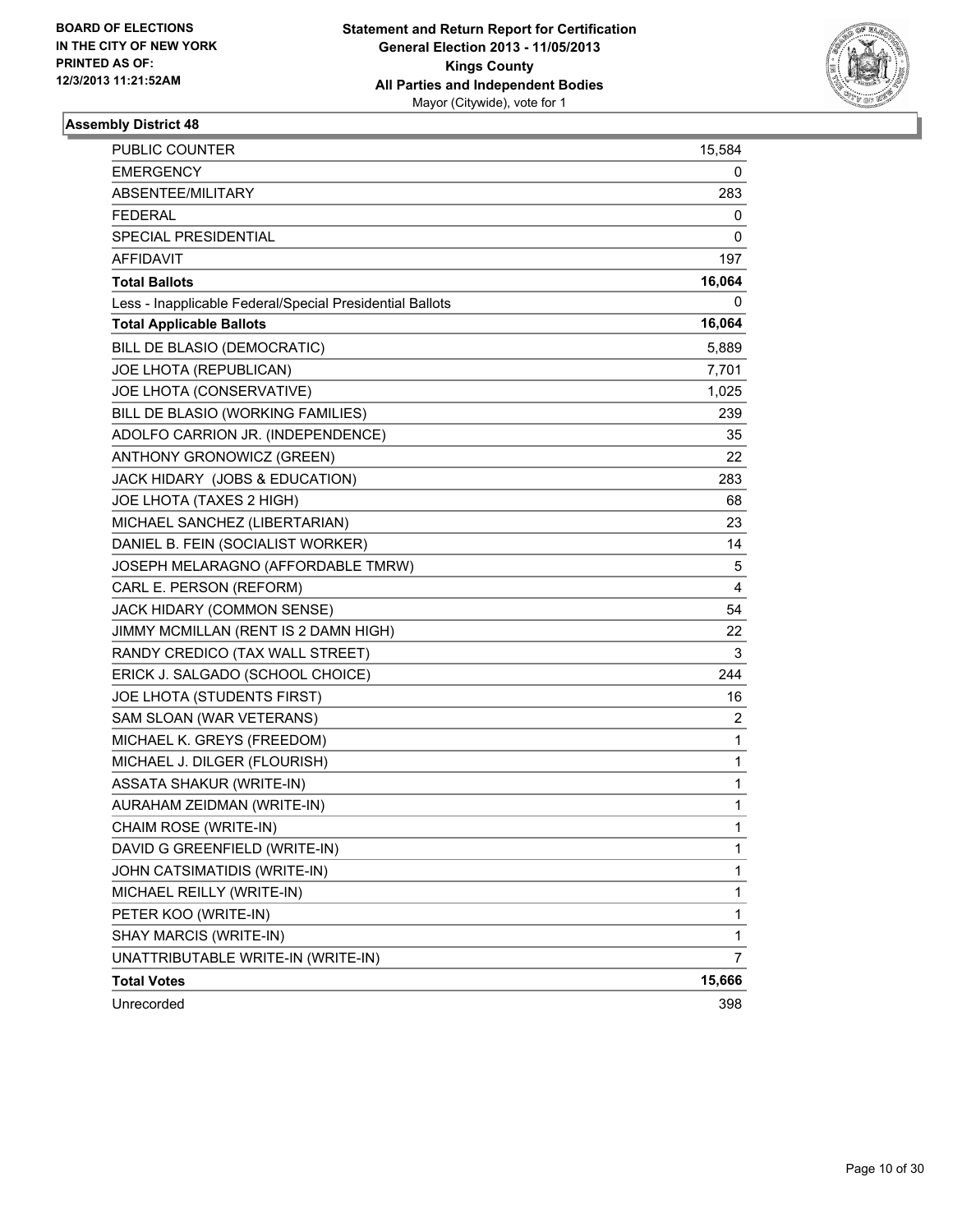BOARD OF ELECTIONS
IN THE CITY OF NEW YORK
PRINTED AS OF:
12/3/2013 11:21:52AM

**Statement and Return Report for Certification**
**General Election 2013 - 11/05/2013**
**Kings County**
**All Parties and Independent Bodies**
Mayor (Citywide), vote for 1

### Assembly District 48

| | |
|---|---|
| PUBLIC COUNTER | 15,584 |
| EMERGENCY | 0 |
| ABSENTEE/MILITARY | 283 |
| FEDERAL | 0 |
| SPECIAL PRESIDENTIAL | 0 |
| AFFIDAVIT | 197 |
| **Total Ballots** | **16,064** |
| Less - Inapplicable Federal/Special Presidential Ballots | 0 |
| **Total Applicable Ballots** | **16,064** |
| BILL DE BLASIO (DEMOCRATIC) | 5,889 |
| JOE LHOTA (REPUBLICAN) | 7,701 |
| JOE LHOTA (CONSERVATIVE) | 1,025 |
| BILL DE BLASIO (WORKING FAMILIES) | 239 |
| ADOLFO CARRION JR. (INDEPENDENCE) | 35 |
| ANTHONY GRONOWICZ (GREEN) | 22 |
| JACK HIDARY (JOBS & EDUCATION) | 283 |
| JOE LHOTA (TAXES 2 HIGH) | 68 |
| MICHAEL SANCHEZ (LIBERTARIAN) | 23 |
| DANIEL B. FEIN (SOCIALIST WORKER) | 14 |
| JOSEPH MELARAGNO (AFFORDABLE TMRW) | 5 |
| CARL E. PERSON (REFORM) | 4 |
| JACK HIDARY (COMMON SENSE) | 54 |
| JIMMY MCMILLAN (RENT IS 2 DAMN HIGH) | 22 |
| RANDY CREDICO (TAX WALL STREET) | 3 |
| ERICK J. SALGADO (SCHOOL CHOICE) | 244 |
| JOE LHOTA (STUDENTS FIRST) | 16 |
| SAM SLOAN (WAR VETERANS) | 2 |
| MICHAEL K. GREYS (FREEDOM) | 1 |
| MICHAEL J. DILGER (FLOURISH) | 1 |
| ASSATA SHAKUR (WRITE-IN) | 1 |
| AURAHAM ZEIDMAN (WRITE-IN) | 1 |
| CHAIM ROSE (WRITE-IN) | 1 |
| DAVID G GREENFIELD (WRITE-IN) | 1 |
| JOHN CATSIMATIDIS (WRITE-IN) | 1 |
| MICHAEL REILLY (WRITE-IN) | 1 |
| PETER KOO (WRITE-IN) | 1 |
| SHAY MARCIS (WRITE-IN) | 1 |
| UNATTRIBUTABLE WRITE-IN (WRITE-IN) | 7 |
| **Total Votes** | **15,666** |
| Unrecorded | 398 |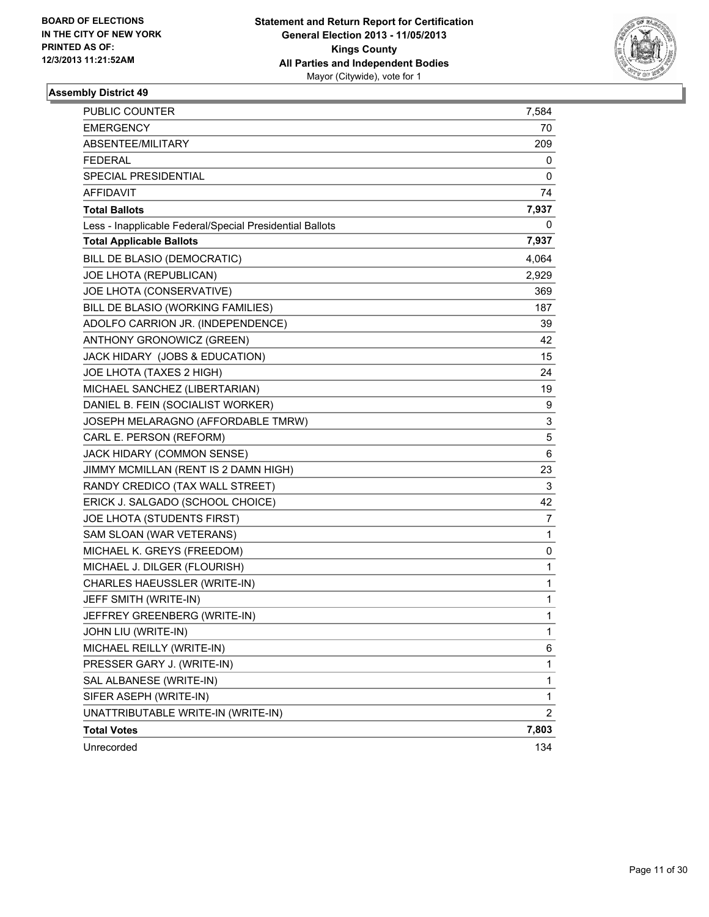BOARD OF ELECTIONS
IN THE CITY OF NEW YORK
PRINTED AS OF:
12/3/2013 11:21:52AM

**Statement and Return Report for Certification**
**General Election 2013 - 11/05/2013**
**Kings County**
**All Parties and Independent Bodies**
Mayor (Citywide), vote for 1

**Assembly District 49**

| | |
|---|---|
| PUBLIC COUNTER | 7,584 |
| EMERGENCY | 70 |
| ABSENTEE/MILITARY | 209 |
| FEDERAL | 0 |
| SPECIAL PRESIDENTIAL | 0 |
| AFFIDAVIT | 74 |
| **Total Ballots** | **7,937** |
| Less - Inapplicable Federal/Special Presidential Ballots | 0 |
| **Total Applicable Ballots** | **7,937** |
| BILL DE BLASIO (DEMOCRATIC) | 4,064 |
| JOE LHOTA (REPUBLICAN) | 2,929 |
| JOE LHOTA (CONSERVATIVE) | 369 |
| BILL DE BLASIO (WORKING FAMILIES) | 187 |
| ADOLFO CARRION JR. (INDEPENDENCE) | 39 |
| ANTHONY GRONOWICZ (GREEN) | 42 |
| JACK HIDARY (JOBS & EDUCATION) | 15 |
| JOE LHOTA (TAXES 2 HIGH) | 24 |
| MICHAEL SANCHEZ (LIBERTARIAN) | 19 |
| DANIEL B. FEIN (SOCIALIST WORKER) | 9 |
| JOSEPH MELARAGNO (AFFORDABLE TMRW) | 3 |
| CARL E. PERSON (REFORM) | 5 |
| JACK HIDARY (COMMON SENSE) | 6 |
| JIMMY MCMILLAN (RENT IS 2 DAMN HIGH) | 23 |
| RANDY CREDICO (TAX WALL STREET) | 3 |
| ERICK J. SALGADO (SCHOOL CHOICE) | 42 |
| JOE LHOTA (STUDENTS FIRST) | 7 |
| SAM SLOAN (WAR VETERANS) | 1 |
| MICHAEL K. GREYS (FREEDOM) | 0 |
| MICHAEL J. DILGER (FLOURISH) | 1 |
| CHARLES HAEUSSLER (WRITE-IN) | 1 |
| JEFF SMITH (WRITE-IN) | 1 |
| JEFFREY GREENBERG (WRITE-IN) | 1 |
| JOHN LIU (WRITE-IN) | 1 |
| MICHAEL REILLY (WRITE-IN) | 6 |
| PRESSER GARY J. (WRITE-IN) | 1 |
| SAL ALBANESE (WRITE-IN) | 1 |
| SIFER ASEPH (WRITE-IN) | 1 |
| UNATTRIBUTABLE WRITE-IN (WRITE-IN) | 2 |
| **Total Votes** | **7,803** |
| Unrecorded | 134 |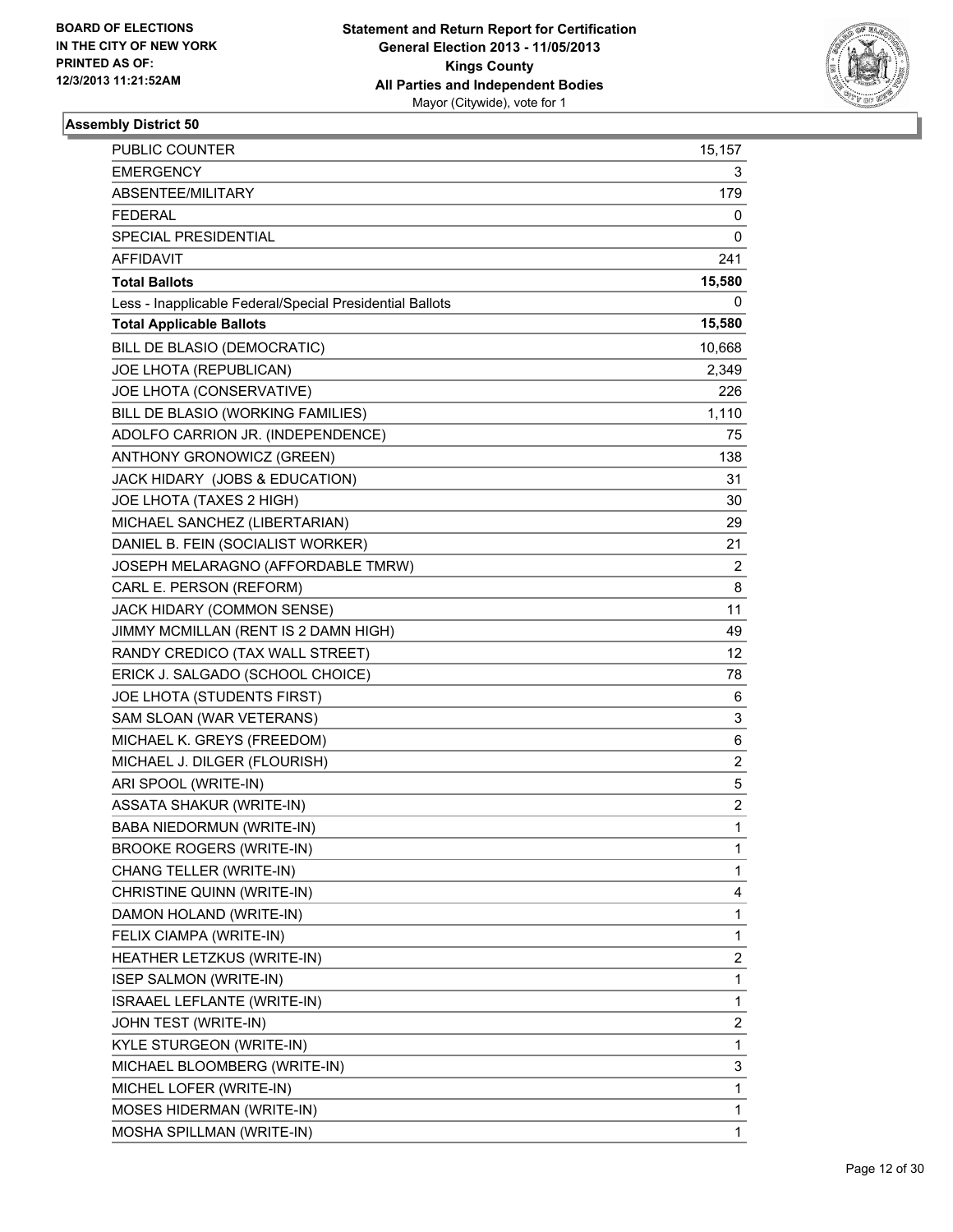**BOARD OF ELECTIONS IN THE CITY OF NEW YORK PRINTED AS OF: 12/3/2013 11:21:52AM**

**Statement and Return Report for Certification General Election 2013 - 11/05/2013 Kings County All Parties and Independent Bodies**
Mayor (Citywide), vote for 1

### Assembly District 50

| | |
|---|---|
| PUBLIC COUNTER | 15,157 |
| EMERGENCY | 3 |
| ABSENTEE/MILITARY | 179 |
| FEDERAL | 0 |
| SPECIAL PRESIDENTIAL | 0 |
| AFFIDAVIT | 241 |
| **Total Ballots** | **15,580** |
| Less - Inapplicable Federal/Special Presidential Ballots | 0 |
| **Total Applicable Ballots** | **15,580** |
| BILL DE BLASIO (DEMOCRATIC) | 10,668 |
| JOE LHOTA (REPUBLICAN) | 2,349 |
| JOE LHOTA (CONSERVATIVE) | 226 |
| BILL DE BLASIO (WORKING FAMILIES) | 1,110 |
| ADOLFO CARRION JR. (INDEPENDENCE) | 75 |
| ANTHONY GRONOWICZ (GREEN) | 138 |
| JACK HIDARY (JOBS & EDUCATION) | 31 |
| JOE LHOTA (TAXES 2 HIGH) | 30 |
| MICHAEL SANCHEZ (LIBERTARIAN) | 29 |
| DANIEL B. FEIN (SOCIALIST WORKER) | 21 |
| JOSEPH MELARAGNO (AFFORDABLE TMRW) | 2 |
| CARL E. PERSON (REFORM) | 8 |
| JACK HIDARY (COMMON SENSE) | 11 |
| JIMMY MCMILLAN (RENT IS 2 DAMN HIGH) | 49 |
| RANDY CREDICO (TAX WALL STREET) | 12 |
| ERICK J. SALGADO (SCHOOL CHOICE) | 78 |
| JOE LHOTA (STUDENTS FIRST) | 6 |
| SAM SLOAN (WAR VETERANS) | 3 |
| MICHAEL K. GREYS (FREEDOM) | 6 |
| MICHAEL J. DILGER (FLOURISH) | 2 |
| ARI SPOOL (WRITE-IN) | 5 |
| ASSATA SHAKUR (WRITE-IN) | 2 |
| BABA NIEDORMUN (WRITE-IN) | 1 |
| BROOKE ROGERS (WRITE-IN) | 1 |
| CHANG TELLER (WRITE-IN) | 1 |
| CHRISTINE QUINN (WRITE-IN) | 4 |
| DAMON HOLAND (WRITE-IN) | 1 |
| FELIX CIAMPA (WRITE-IN) | 1 |
| HEATHER LETZKUS (WRITE-IN) | 2 |
| ISEP SALMON (WRITE-IN) | 1 |
| ISRAAEL LEFLANTE (WRITE-IN) | 1 |
| JOHN TEST (WRITE-IN) | 2 |
| KYLE STURGEON (WRITE-IN) | 1 |
| MICHAEL BLOOMBERG (WRITE-IN) | 3 |
| MICHEL LOFER (WRITE-IN) | 1 |
| MOSES HIDERMAN (WRITE-IN) | 1 |
| MOSHA SPILLMAN (WRITE-IN) | 1 |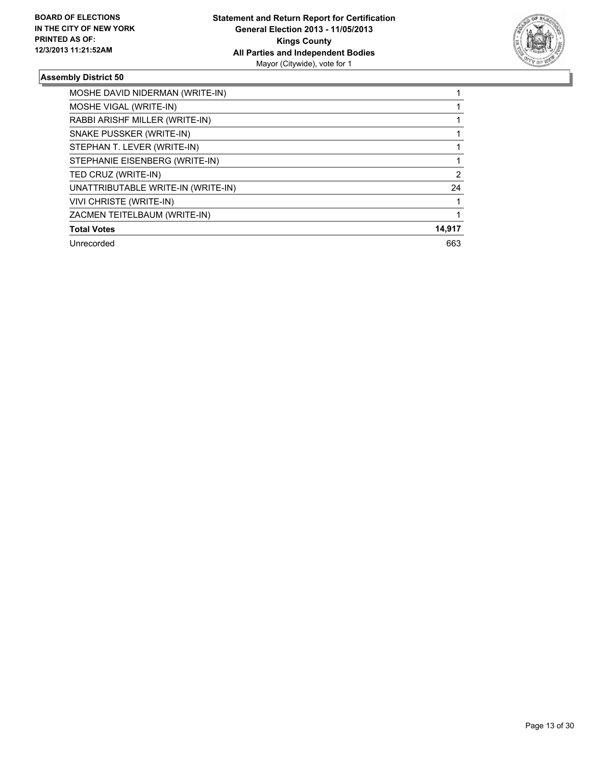**BOARD OF ELECTIONS IN THE CITY OF NEW YORK PRINTED AS OF: 12/3/2013 11:21:52AM**

**Statement and Return Report for Certification General Election 2013 - 11/05/2013 Kings County All Parties and Independent Bodies**
Mayor (Citywide), vote for 1

### Assembly District 50

| | |
|---|---|
| MOSHE DAVID NIDERMAN (WRITE-IN) | 1 |
| MOSHE VIGAL (WRITE-IN) | 1 |
| RABBI ARISHF MILLER (WRITE-IN) | 1 |
| SNAKE PUSSKER (WRITE-IN) | 1 |
| STEPHAN T. LEVER (WRITE-IN) | 1 |
| STEPHANIE EISENBERG (WRITE-IN) | 1 |
| TED CRUZ (WRITE-IN) | 2 |
| UNATTRIBUTABLE WRITE-IN (WRITE-IN) | 24 |
| VIVI CHRISTE (WRITE-IN) | 1 |
| ZACMEN TEITELBAUM (WRITE-IN) | 1 |
| **Total Votes** | **14,917** |
| Unrecorded | 663 |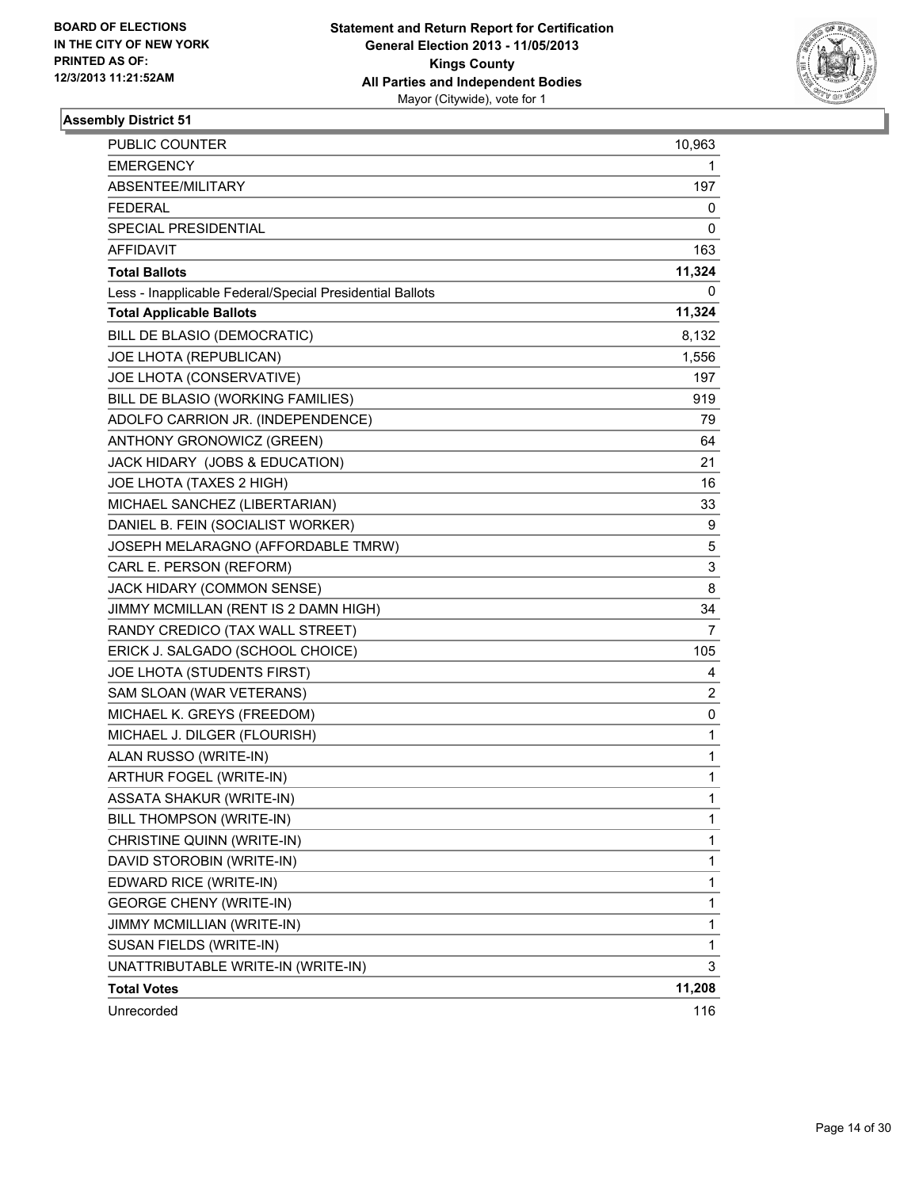BOARD OF ELECTIONS
IN THE CITY OF NEW YORK
PRINTED AS OF:
12/3/2013 11:21:52AM

**Statement and Return Report for Certification**
**General Election 2013 - 11/05/2013**
**Kings County**
**All Parties and Independent Bodies**
Mayor (Citywide), vote for 1

### Assembly District 51

| | |
|---|---|
| PUBLIC COUNTER | 10,963 |
| EMERGENCY | 1 |
| ABSENTEE/MILITARY | 197 |
| FEDERAL | 0 |
| SPECIAL PRESIDENTIAL | 0 |
| AFFIDAVIT | 163 |
| **Total Ballots** | **11,324** |
| Less - Inapplicable Federal/Special Presidential Ballots | 0 |
| **Total Applicable Ballots** | **11,324** |
| BILL DE BLASIO (DEMOCRATIC) | 8,132 |
| JOE LHOTA (REPUBLICAN) | 1,556 |
| JOE LHOTA (CONSERVATIVE) | 197 |
| BILL DE BLASIO (WORKING FAMILIES) | 919 |
| ADOLFO CARRION JR. (INDEPENDENCE) | 79 |
| ANTHONY GRONOWICZ (GREEN) | 64 |
| JACK HIDARY (JOBS & EDUCATION) | 21 |
| JOE LHOTA (TAXES 2 HIGH) | 16 |
| MICHAEL SANCHEZ (LIBERTARIAN) | 33 |
| DANIEL B. FEIN (SOCIALIST WORKER) | 9 |
| JOSEPH MELARAGNO (AFFORDABLE TMRW) | 5 |
| CARL E. PERSON (REFORM) | 3 |
| JACK HIDARY (COMMON SENSE) | 8 |
| JIMMY MCMILLAN (RENT IS 2 DAMN HIGH) | 34 |
| RANDY CREDICO (TAX WALL STREET) | 7 |
| ERICK J. SALGADO (SCHOOL CHOICE) | 105 |
| JOE LHOTA (STUDENTS FIRST) | 4 |
| SAM SLOAN (WAR VETERANS) | 2 |
| MICHAEL K. GREYS (FREEDOM) | 0 |
| MICHAEL J. DILGER (FLOURISH) | 1 |
| ALAN RUSSO (WRITE-IN) | 1 |
| ARTHUR FOGEL (WRITE-IN) | 1 |
| ASSATA SHAKUR (WRITE-IN) | 1 |
| BILL THOMPSON (WRITE-IN) | 1 |
| CHRISTINE QUINN (WRITE-IN) | 1 |
| DAVID STOROBIN (WRITE-IN) | 1 |
| EDWARD RICE (WRITE-IN) | 1 |
| GEORGE CHENY (WRITE-IN) | 1 |
| JIMMY MCMILLIAN (WRITE-IN) | 1 |
| SUSAN FIELDS (WRITE-IN) | 1 |
| UNATTRIBUTABLE WRITE-IN (WRITE-IN) | 3 |
| **Total Votes** | **11,208** |
| Unrecorded | 116 |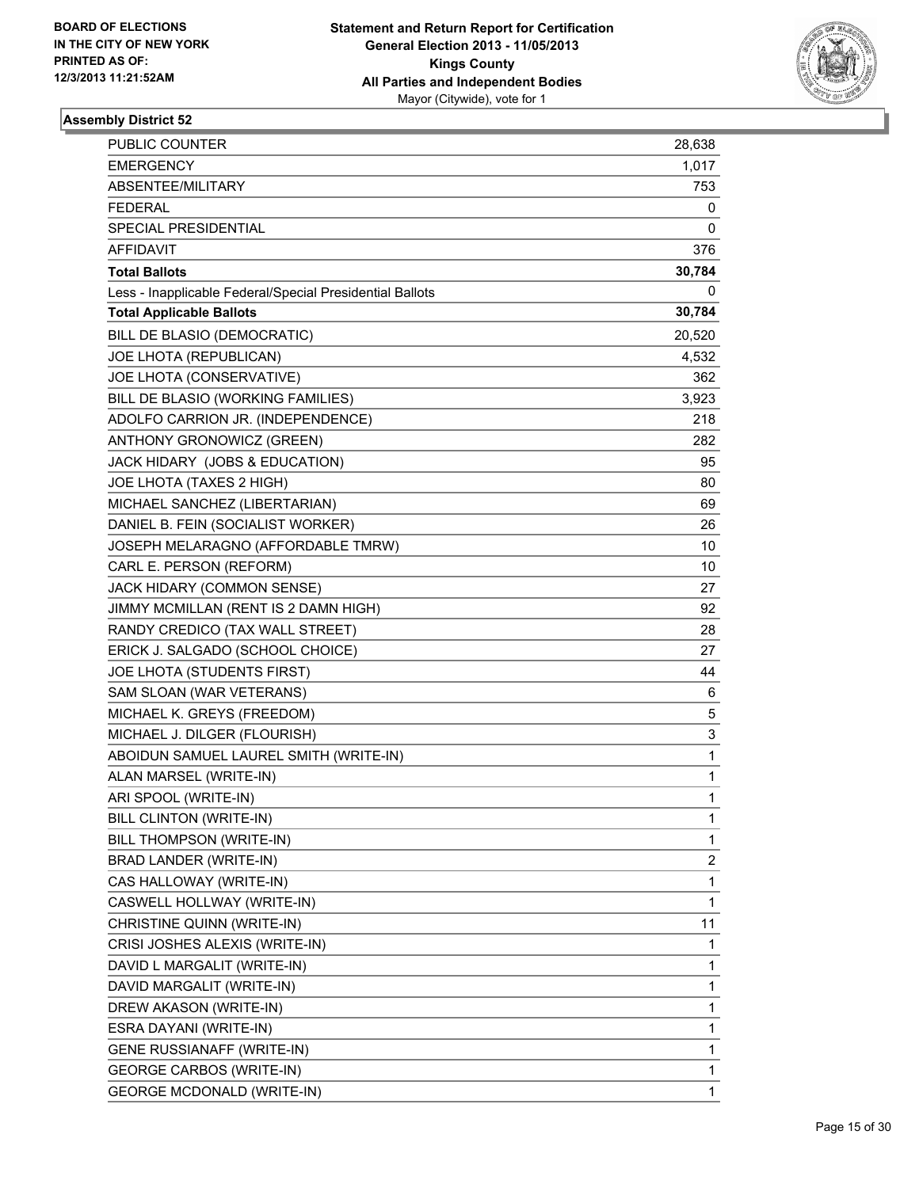**BOARD OF ELECTIONS IN THE CITY OF NEW YORK PRINTED AS OF: 12/3/2013 11:21:52AM**

**Statement and Return Report for Certification**
**General Election 2013 - 11/05/2013**
**Kings County**
**All Parties and Independent Bodies**
Mayor (Citywide), vote for 1

### Assembly District 52

| | |
|---|---|
| PUBLIC COUNTER | 28,638 |
| EMERGENCY | 1,017 |
| ABSENTEE/MILITARY | 753 |
| FEDERAL | 0 |
| SPECIAL PRESIDENTIAL | 0 |
| AFFIDAVIT | 376 |
| **Total Ballots** | **30,784** |
| Less - Inapplicable Federal/Special Presidential Ballots | 0 |
| **Total Applicable Ballots** | **30,784** |
| BILL DE BLASIO (DEMOCRATIC) | 20,520 |
| JOE LHOTA (REPUBLICAN) | 4,532 |
| JOE LHOTA (CONSERVATIVE) | 362 |
| BILL DE BLASIO (WORKING FAMILIES) | 3,923 |
| ADOLFO CARRION JR. (INDEPENDENCE) | 218 |
| ANTHONY GRONOWICZ (GREEN) | 282 |
| JACK HIDARY (JOBS & EDUCATION) | 95 |
| JOE LHOTA (TAXES 2 HIGH) | 80 |
| MICHAEL SANCHEZ (LIBERTARIAN) | 69 |
| DANIEL B. FEIN (SOCIALIST WORKER) | 26 |
| JOSEPH MELARAGNO (AFFORDABLE TMRW) | 10 |
| CARL E. PERSON (REFORM) | 10 |
| JACK HIDARY (COMMON SENSE) | 27 |
| JIMMY MCMILLAN (RENT IS 2 DAMN HIGH) | 92 |
| RANDY CREDICO (TAX WALL STREET) | 28 |
| ERICK J. SALGADO (SCHOOL CHOICE) | 27 |
| JOE LHOTA (STUDENTS FIRST) | 44 |
| SAM SLOAN (WAR VETERANS) | 6 |
| MICHAEL K. GREYS (FREEDOM) | 5 |
| MICHAEL J. DILGER (FLOURISH) | 3 |
| ABOIDUN SAMUEL LAUREL SMITH (WRITE-IN) | 1 |
| ALAN MARSEL (WRITE-IN) | 1 |
| ARI SPOOL (WRITE-IN) | 1 |
| BILL CLINTON (WRITE-IN) | 1 |
| BILL THOMPSON (WRITE-IN) | 1 |
| BRAD LANDER (WRITE-IN) | 2 |
| CAS HALLOWAY (WRITE-IN) | 1 |
| CASWELL HOLLWAY (WRITE-IN) | 1 |
| CHRISTINE QUINN (WRITE-IN) | 11 |
| CRISI JOSHES ALEXIS (WRITE-IN) | 1 |
| DAVID L MARGALIT (WRITE-IN) | 1 |
| DAVID MARGALIT (WRITE-IN) | 1 |
| DREW AKASON (WRITE-IN) | 1 |
| ESRA DAYANI (WRITE-IN) | 1 |
| GENE RUSSIANAFF (WRITE-IN) | 1 |
| GEORGE CARBOS (WRITE-IN) | 1 |
| GEORGE MCDONALD (WRITE-IN) | 1 |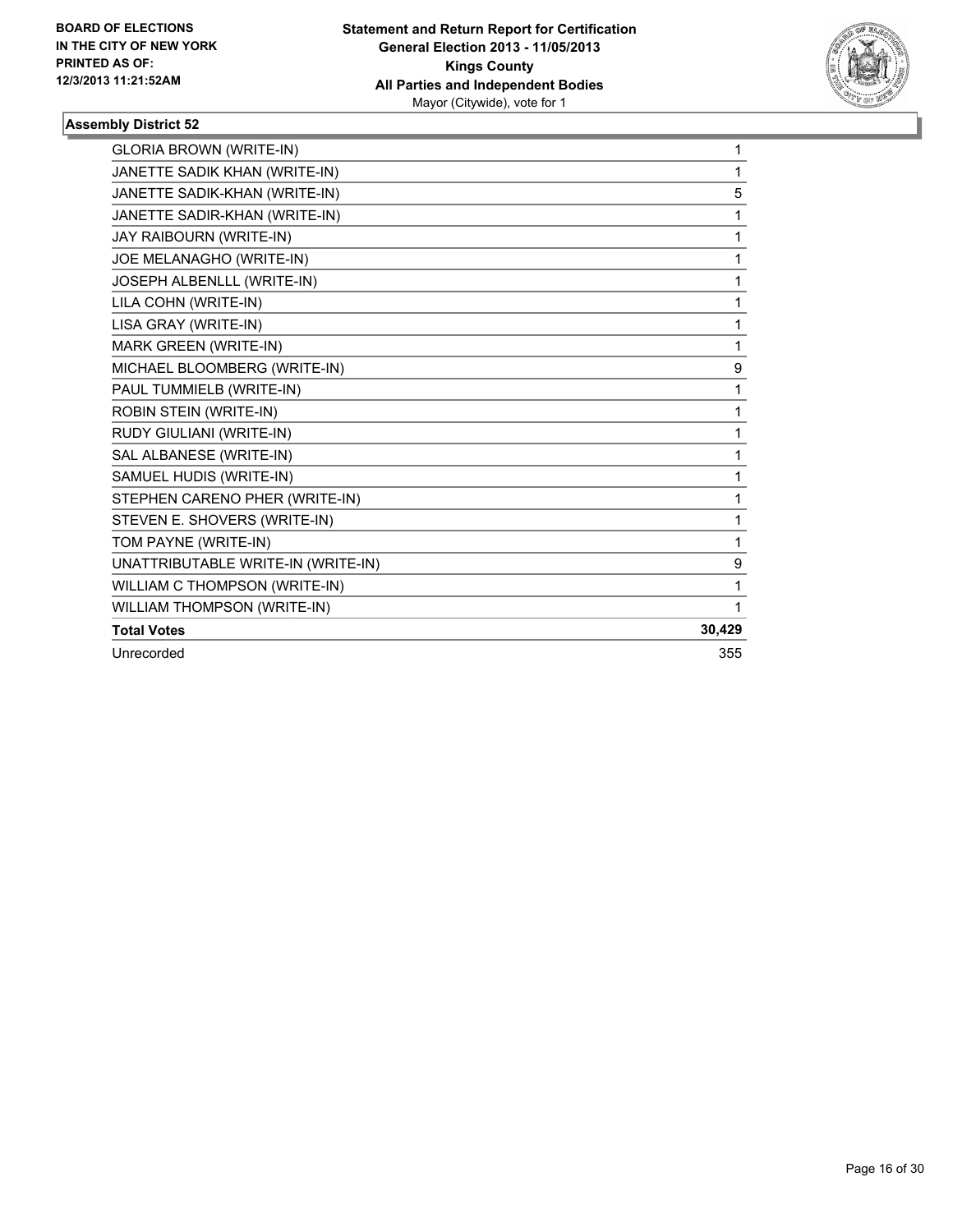**BOARD OF ELECTIONS IN THE CITY OF NEW YORK PRINTED AS OF: 12/3/2013 11:21:52AM**

**Statement and Return Report for Certification General Election 2013 - 11/05/2013 Kings County All Parties and Independent Bodies**
Mayor (Citywide), vote for 1

### Assembly District 52

| | |
|---|---|
| GLORIA BROWN (WRITE-IN) | 1 |
| JANETTE SADIK KHAN (WRITE-IN) | 1 |
| JANETTE SADIK-KHAN (WRITE-IN) | 5 |
| JANETTE SADIR-KHAN (WRITE-IN) | 1 |
| JAY RAIBOURN (WRITE-IN) | 1 |
| JOE MELANAGHO (WRITE-IN) | 1 |
| JOSEPH ALBENLLL (WRITE-IN) | 1 |
| LILA COHN (WRITE-IN) | 1 |
| LISA GRAY (WRITE-IN) | 1 |
| MARK GREEN (WRITE-IN) | 1 |
| MICHAEL BLOOMBERG (WRITE-IN) | 9 |
| PAUL TUMMIELB (WRITE-IN) | 1 |
| ROBIN STEIN (WRITE-IN) | 1 |
| RUDY GIULIANI (WRITE-IN) | 1 |
| SAL ALBANESE (WRITE-IN) | 1 |
| SAMUEL HUDIS (WRITE-IN) | 1 |
| STEPHEN CARENO PHER (WRITE-IN) | 1 |
| STEVEN E. SHOVERS (WRITE-IN) | 1 |
| TOM PAYNE (WRITE-IN) | 1 |
| UNATTRIBUTABLE WRITE-IN (WRITE-IN) | 9 |
| WILLIAM C THOMPSON (WRITE-IN) | 1 |
| WILLIAM THOMPSON (WRITE-IN) | 1 |
| **Total Votes** | **30,429** |
| Unrecorded | 355 |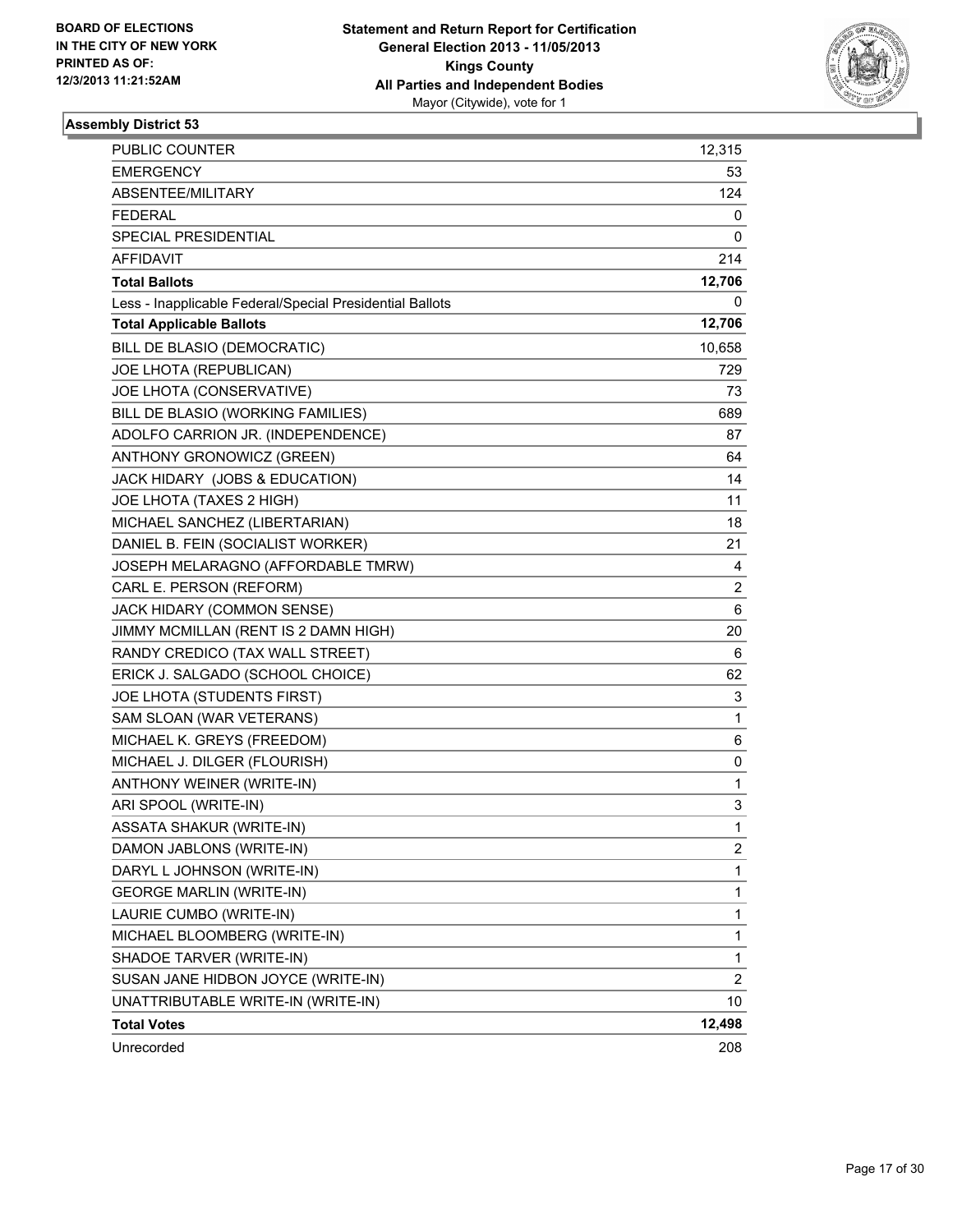**BOARD OF ELECTIONS IN THE CITY OF NEW YORK PRINTED AS OF: 12/3/2013 11:21:52AM**

**Statement and Return Report for Certification General Election 2013 - 11/05/2013 Kings County All Parties and Independent Bodies**
Mayor (Citywide), vote for 1

### Assembly District 53

| | |
|---|---|
| PUBLIC COUNTER | 12,315 |
| EMERGENCY | 53 |
| ABSENTEE/MILITARY | 124 |
| FEDERAL | 0 |
| SPECIAL PRESIDENTIAL | 0 |
| AFFIDAVIT | 214 |
| **Total Ballots** | **12,706** |
| Less - Inapplicable Federal/Special Presidential Ballots | 0 |
| **Total Applicable Ballots** | **12,706** |
| BILL DE BLASIO (DEMOCRATIC) | 10,658 |
| JOE LHOTA (REPUBLICAN) | 729 |
| JOE LHOTA (CONSERVATIVE) | 73 |
| BILL DE BLASIO (WORKING FAMILIES) | 689 |
| ADOLFO CARRION JR. (INDEPENDENCE) | 87 |
| ANTHONY GRONOWICZ (GREEN) | 64 |
| JACK HIDARY (JOBS & EDUCATION) | 14 |
| JOE LHOTA (TAXES 2 HIGH) | 11 |
| MICHAEL SANCHEZ (LIBERTARIAN) | 18 |
| DANIEL B. FEIN (SOCIALIST WORKER) | 21 |
| JOSEPH MELARAGNO (AFFORDABLE TMRW) | 4 |
| CARL E. PERSON (REFORM) | 2 |
| JACK HIDARY (COMMON SENSE) | 6 |
| JIMMY MCMILLAN (RENT IS 2 DAMN HIGH) | 20 |
| RANDY CREDICO (TAX WALL STREET) | 6 |
| ERICK J. SALGADO (SCHOOL CHOICE) | 62 |
| JOE LHOTA (STUDENTS FIRST) | 3 |
| SAM SLOAN (WAR VETERANS) | 1 |
| MICHAEL K. GREYS (FREEDOM) | 6 |
| MICHAEL J. DILGER (FLOURISH) | 0 |
| ANTHONY WEINER (WRITE-IN) | 1 |
| ARI SPOOL (WRITE-IN) | 3 |
| ASSATA SHAKUR (WRITE-IN) | 1 |
| DAMON JABLONS (WRITE-IN) | 2 |
| DARYL L JOHNSON (WRITE-IN) | 1 |
| GEORGE MARLIN (WRITE-IN) | 1 |
| LAURIE CUMBO (WRITE-IN) | 1 |
| MICHAEL BLOOMBERG (WRITE-IN) | 1 |
| SHADOE TARVER (WRITE-IN) | 1 |
| SUSAN JANE HIDBON JOYCE (WRITE-IN) | 2 |
| UNATTRIBUTABLE WRITE-IN (WRITE-IN) | 10 |
| **Total Votes** | **12,498** |
| Unrecorded | 208 |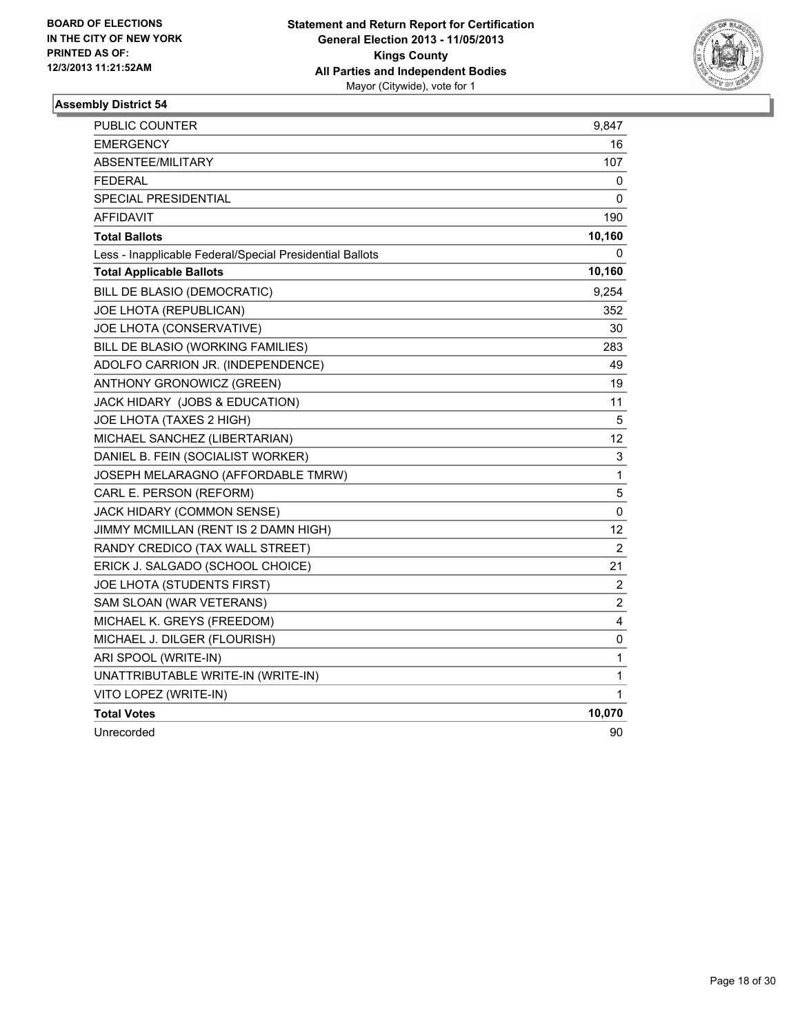**BOARD OF ELECTIONS IN THE CITY OF NEW YORK PRINTED AS OF: 12/3/2013 11:21:52AM**

**Statement and Return Report for Certification General Election 2013 - 11/05/2013 Kings County All Parties and Independent Bodies**
Mayor (Citywide), vote for 1

### Assembly District 54

| | |
|---|---|
| PUBLIC COUNTER | 9,847 |
| EMERGENCY | 16 |
| ABSENTEE/MILITARY | 107 |
| FEDERAL | 0 |
| SPECIAL PRESIDENTIAL | 0 |
| AFFIDAVIT | 190 |
| **Total Ballots** | **10,160** |
| Less - Inapplicable Federal/Special Presidential Ballots | 0 |
| **Total Applicable Ballots** | **10,160** |
| BILL DE BLASIO (DEMOCRATIC) | 9,254 |
| JOE LHOTA (REPUBLICAN) | 352 |
| JOE LHOTA (CONSERVATIVE) | 30 |
| BILL DE BLASIO (WORKING FAMILIES) | 283 |
| ADOLFO CARRION JR. (INDEPENDENCE) | 49 |
| ANTHONY GRONOWICZ (GREEN) | 19 |
| JACK HIDARY (JOBS & EDUCATION) | 11 |
| JOE LHOTA (TAXES 2 HIGH) | 5 |
| MICHAEL SANCHEZ (LIBERTARIAN) | 12 |
| DANIEL B. FEIN (SOCIALIST WORKER) | 3 |
| JOSEPH MELARAGNO (AFFORDABLE TMRW) | 1 |
| CARL E. PERSON (REFORM) | 5 |
| JACK HIDARY (COMMON SENSE) | 0 |
| JIMMY MCMILLAN (RENT IS 2 DAMN HIGH) | 12 |
| RANDY CREDICO (TAX WALL STREET) | 2 |
| ERICK J. SALGADO (SCHOOL CHOICE) | 21 |
| JOE LHOTA (STUDENTS FIRST) | 2 |
| SAM SLOAN (WAR VETERANS) | 2 |
| MICHAEL K. GREYS (FREEDOM) | 4 |
| MICHAEL J. DILGER (FLOURISH) | 0 |
| ARI SPOOL (WRITE-IN) | 1 |
| UNATTRIBUTABLE WRITE-IN (WRITE-IN) | 1 |
| VITO LOPEZ (WRITE-IN) | 1 |
| **Total Votes** | **10,070** |
| Unrecorded | 90 |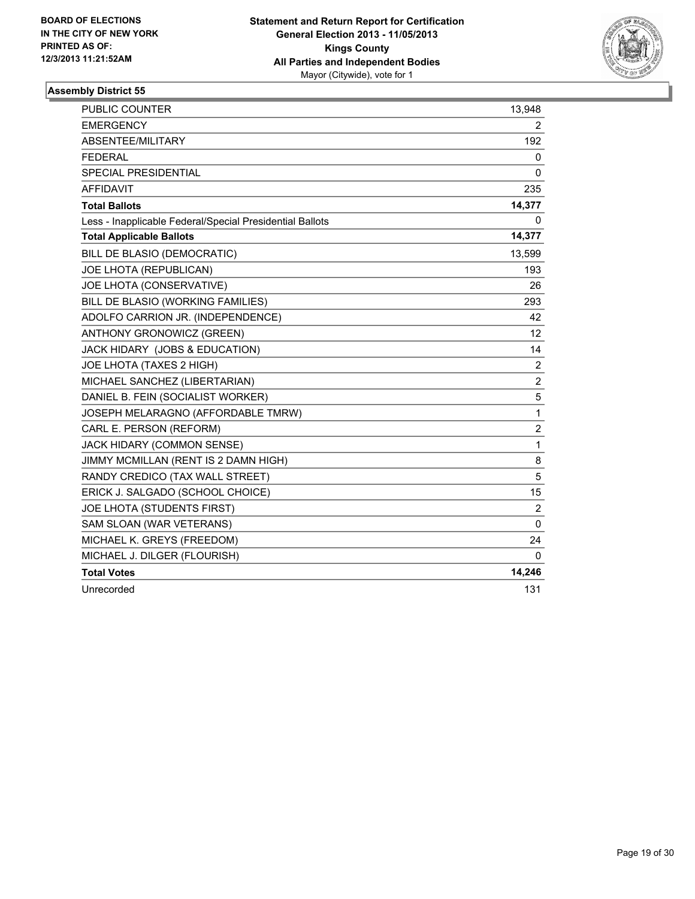BOARD OF ELECTIONS
IN THE CITY OF NEW YORK
PRINTED AS OF:
12/3/2013 11:21:52AM

**Statement and Return Report for Certification**
**General Election 2013 - 11/05/2013**
**Kings County**
**All Parties and Independent Bodies**
Mayor (Citywide), vote for 1

### Assembly District 55

| | |
|---|---|
| PUBLIC COUNTER | 13,948 |
| EMERGENCY | 2 |
| ABSENTEE/MILITARY | 192 |
| FEDERAL | 0 |
| SPECIAL PRESIDENTIAL | 0 |
| AFFIDAVIT | 235 |
| **Total Ballots** | **14,377** |
| Less - Inapplicable Federal/Special Presidential Ballots | 0 |
| **Total Applicable Ballots** | **14,377** |
| BILL DE BLASIO (DEMOCRATIC) | 13,599 |
| JOE LHOTA (REPUBLICAN) | 193 |
| JOE LHOTA (CONSERVATIVE) | 26 |
| BILL DE BLASIO (WORKING FAMILIES) | 293 |
| ADOLFO CARRION JR. (INDEPENDENCE) | 42 |
| ANTHONY GRONOWICZ (GREEN) | 12 |
| JACK HIDARY (JOBS & EDUCATION) | 14 |
| JOE LHOTA (TAXES 2 HIGH) | 2 |
| MICHAEL SANCHEZ (LIBERTARIAN) | 2 |
| DANIEL B. FEIN (SOCIALIST WORKER) | 5 |
| JOSEPH MELARAGNO (AFFORDABLE TMRW) | 1 |
| CARL E. PERSON (REFORM) | 2 |
| JACK HIDARY (COMMON SENSE) | 1 |
| JIMMY MCMILLAN (RENT IS 2 DAMN HIGH) | 8 |
| RANDY CREDICO (TAX WALL STREET) | 5 |
| ERICK J. SALGADO (SCHOOL CHOICE) | 15 |
| JOE LHOTA (STUDENTS FIRST) | 2 |
| SAM SLOAN (WAR VETERANS) | 0 |
| MICHAEL K. GREYS (FREEDOM) | 24 |
| MICHAEL J. DILGER (FLOURISH) | 0 |
| **Total Votes** | **14,246** |
| Unrecorded | 131 |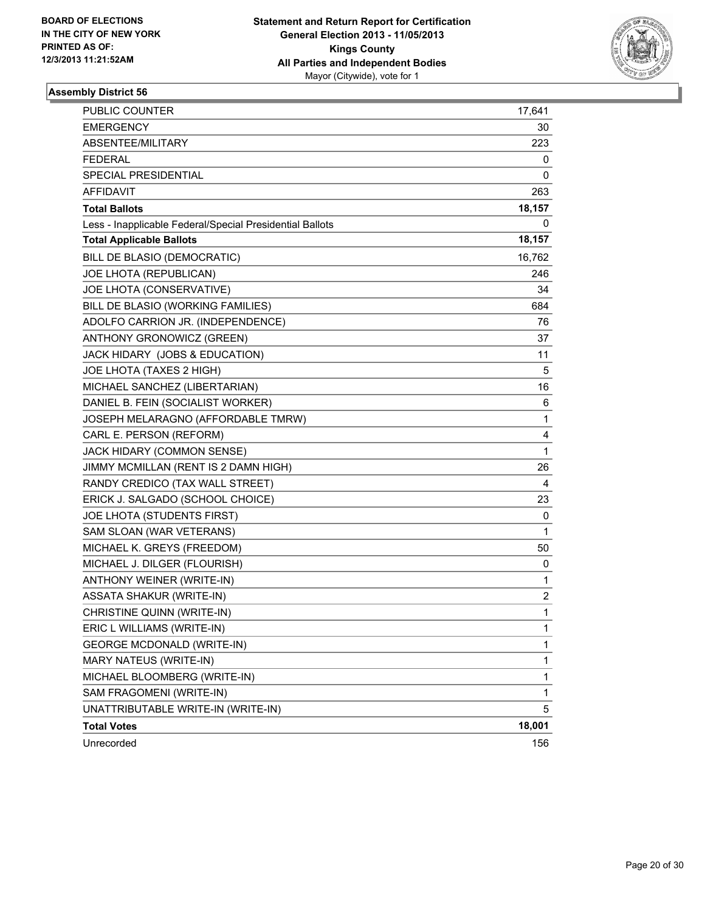BOARD OF ELECTIONS
IN THE CITY OF NEW YORK
PRINTED AS OF:
12/3/2013 11:21:52AM

**Statement and Return Report for Certification**
**General Election 2013 - 11/05/2013**
**Kings County**
**All Parties and Independent Bodies**
Mayor (Citywide), vote for 1

### Assembly District 56

| | |
|---|---|
| PUBLIC COUNTER | 17,641 |
| EMERGENCY | 30 |
| ABSENTEE/MILITARY | 223 |
| FEDERAL | 0 |
| SPECIAL PRESIDENTIAL | 0 |
| AFFIDAVIT | 263 |
| **Total Ballots** | **18,157** |
| Less - Inapplicable Federal/Special Presidential Ballots | 0 |
| **Total Applicable Ballots** | **18,157** |
| BILL DE BLASIO (DEMOCRATIC) | 16,762 |
| JOE LHOTA (REPUBLICAN) | 246 |
| JOE LHOTA (CONSERVATIVE) | 34 |
| BILL DE BLASIO (WORKING FAMILIES) | 684 |
| ADOLFO CARRION JR. (INDEPENDENCE) | 76 |
| ANTHONY GRONOWICZ (GREEN) | 37 |
| JACK HIDARY (JOBS & EDUCATION) | 11 |
| JOE LHOTA (TAXES 2 HIGH) | 5 |
| MICHAEL SANCHEZ (LIBERTARIAN) | 16 |
| DANIEL B. FEIN (SOCIALIST WORKER) | 6 |
| JOSEPH MELARAGNO (AFFORDABLE TMRW) | 1 |
| CARL E. PERSON (REFORM) | 4 |
| JACK HIDARY (COMMON SENSE) | 1 |
| JIMMY MCMILLAN (RENT IS 2 DAMN HIGH) | 26 |
| RANDY CREDICO (TAX WALL STREET) | 4 |
| ERICK J. SALGADO (SCHOOL CHOICE) | 23 |
| JOE LHOTA (STUDENTS FIRST) | 0 |
| SAM SLOAN (WAR VETERANS) | 1 |
| MICHAEL K. GREYS (FREEDOM) | 50 |
| MICHAEL J. DILGER (FLOURISH) | 0 |
| ANTHONY WEINER (WRITE-IN) | 1 |
| ASSATA SHAKUR (WRITE-IN) | 2 |
| CHRISTINE QUINN (WRITE-IN) | 1 |
| ERIC L WILLIAMS (WRITE-IN) | 1 |
| GEORGE MCDONALD (WRITE-IN) | 1 |
| MARY NATEUS (WRITE-IN) | 1 |
| MICHAEL BLOOMBERG (WRITE-IN) | 1 |
| SAM FRAGOMENI (WRITE-IN) | 1 |
| UNATTRIBUTABLE WRITE-IN (WRITE-IN) | 5 |
| **Total Votes** | **18,001** |
| Unrecorded | 156 |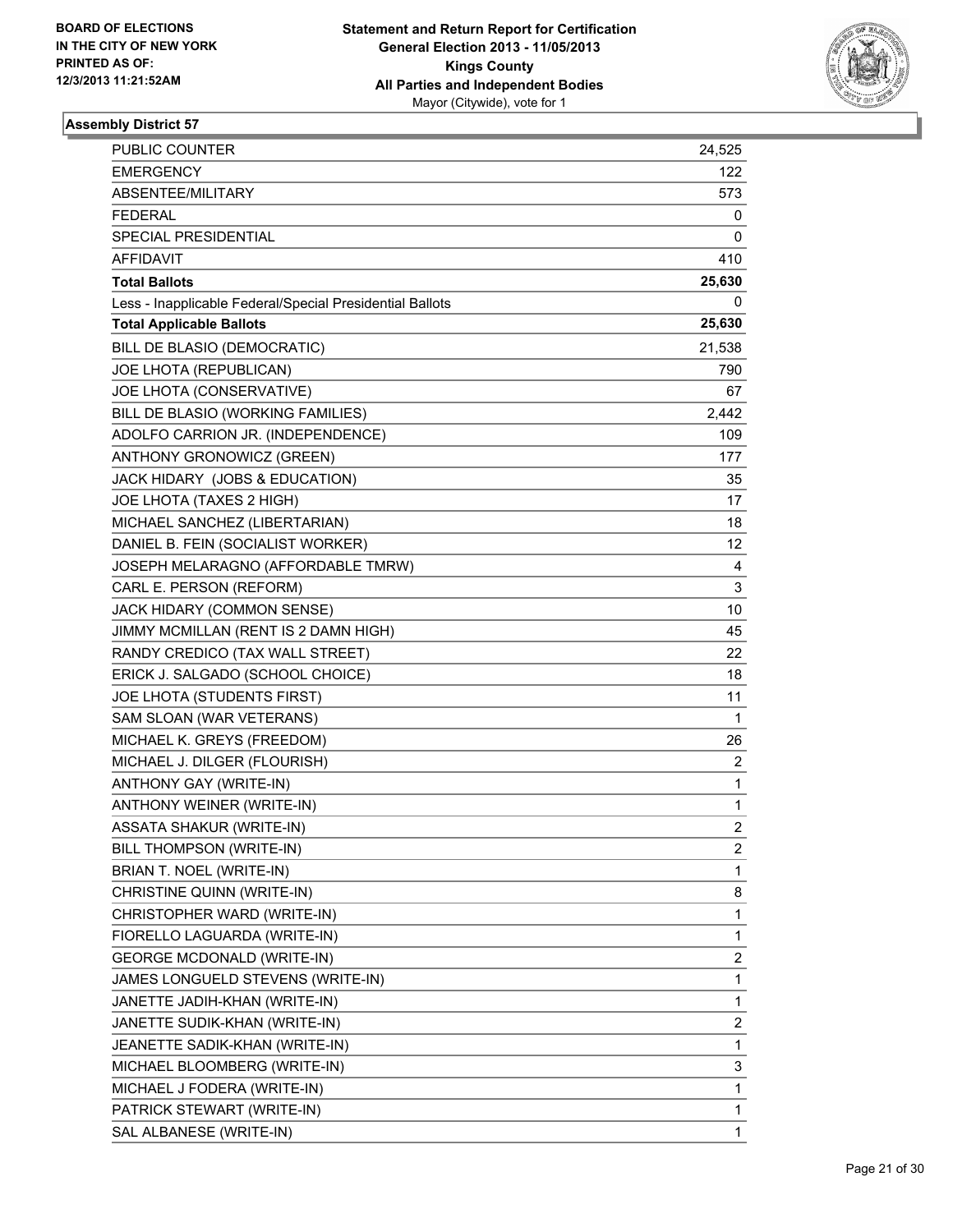**BOARD OF ELECTIONS IN THE CITY OF NEW YORK PRINTED AS OF: 12/3/2013 11:21:52AM**

**Statement and Return Report for Certification**
**General Election 2013 - 11/05/2013**
**Kings County**
**All Parties and Independent Bodies**
Mayor (Citywide), vote for 1

### Assembly District 57

| | |
|---|---|
| PUBLIC COUNTER | 24,525 |
| EMERGENCY | 122 |
| ABSENTEE/MILITARY | 573 |
| FEDERAL | 0 |
| SPECIAL PRESIDENTIAL | 0 |
| AFFIDAVIT | 410 |
| **Total Ballots** | **25,630** |
| Less - Inapplicable Federal/Special Presidential Ballots | 0 |
| **Total Applicable Ballots** | **25,630** |
| BILL DE BLASIO (DEMOCRATIC) | 21,538 |
| JOE LHOTA (REPUBLICAN) | 790 |
| JOE LHOTA (CONSERVATIVE) | 67 |
| BILL DE BLASIO (WORKING FAMILIES) | 2,442 |
| ADOLFO CARRION JR. (INDEPENDENCE) | 109 |
| ANTHONY GRONOWICZ (GREEN) | 177 |
| JACK HIDARY (JOBS & EDUCATION) | 35 |
| JOE LHOTA (TAXES 2 HIGH) | 17 |
| MICHAEL SANCHEZ (LIBERTARIAN) | 18 |
| DANIEL B. FEIN (SOCIALIST WORKER) | 12 |
| JOSEPH MELARAGNO (AFFORDABLE TMRW) | 4 |
| CARL E. PERSON (REFORM) | 3 |
| JACK HIDARY (COMMON SENSE) | 10 |
| JIMMY MCMILLAN (RENT IS 2 DAMN HIGH) | 45 |
| RANDY CREDICO (TAX WALL STREET) | 22 |
| ERICK J. SALGADO (SCHOOL CHOICE) | 18 |
| JOE LHOTA (STUDENTS FIRST) | 11 |
| SAM SLOAN (WAR VETERANS) | 1 |
| MICHAEL K. GREYS (FREEDOM) | 26 |
| MICHAEL J. DILGER (FLOURISH) | 2 |
| ANTHONY GAY (WRITE-IN) | 1 |
| ANTHONY WEINER (WRITE-IN) | 1 |
| ASSATA SHAKUR (WRITE-IN) | 2 |
| BILL THOMPSON (WRITE-IN) | 2 |
| BRIAN T. NOEL (WRITE-IN) | 1 |
| CHRISTINE QUINN (WRITE-IN) | 8 |
| CHRISTOPHER WARD (WRITE-IN) | 1 |
| FIORELLO LAGUARDA (WRITE-IN) | 1 |
| GEORGE MCDONALD (WRITE-IN) | 2 |
| JAMES LONGUELD STEVENS (WRITE-IN) | 1 |
| JANETTE JADIH-KHAN (WRITE-IN) | 1 |
| JANETTE SUDIK-KHAN (WRITE-IN) | 2 |
| JEANETTE SADIK-KHAN (WRITE-IN) | 1 |
| MICHAEL BLOOMBERG (WRITE-IN) | 3 |
| MICHAEL J FODERA (WRITE-IN) | 1 |
| PATRICK STEWART (WRITE-IN) | 1 |
| SAL ALBANESE (WRITE-IN) | 1 |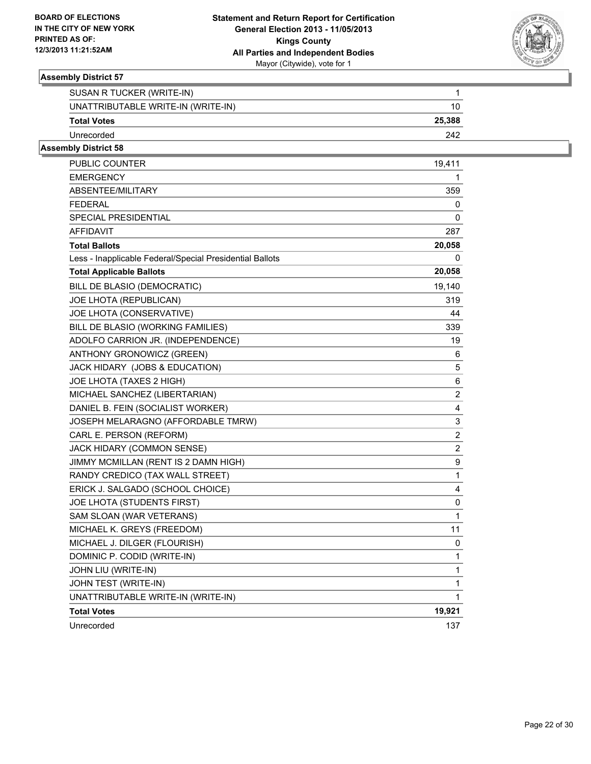BOARD OF ELECTIONS
IN THE CITY OF NEW YORK
PRINTED AS OF:
12/3/2013 11:21:52AM

**Statement and Return Report for Certification**
**General Election 2013 - 11/05/2013**
**Kings County**
**All Parties and Independent Bodies**
Mayor (Citywide), vote for 1

### Assembly District 57

| | |
|---|---|
| SUSAN R TUCKER (WRITE-IN) | 1 |
| UNATTRIBUTABLE WRITE-IN (WRITE-IN) | 10 |
| **Total Votes** | **25,388** |
| Unrecorded | 242 |

### Assembly District 58

| | |
|---|---|
| PUBLIC COUNTER | 19,411 |
| EMERGENCY | 1 |
| ABSENTEE/MILITARY | 359 |
| FEDERAL | 0 |
| SPECIAL PRESIDENTIAL | 0 |
| AFFIDAVIT | 287 |
| **Total Ballots** | **20,058** |
| Less - Inapplicable Federal/Special Presidential Ballots | 0 |
| **Total Applicable Ballots** | **20,058** |
| BILL DE BLASIO (DEMOCRATIC) | 19,140 |
| JOE LHOTA (REPUBLICAN) | 319 |
| JOE LHOTA (CONSERVATIVE) | 44 |
| BILL DE BLASIO (WORKING FAMILIES) | 339 |
| ADOLFO CARRION JR. (INDEPENDENCE) | 19 |
| ANTHONY GRONOWICZ (GREEN) | 6 |
| JACK HIDARY (JOBS & EDUCATION) | 5 |
| JOE LHOTA (TAXES 2 HIGH) | 6 |
| MICHAEL SANCHEZ (LIBERTARIAN) | 2 |
| DANIEL B. FEIN (SOCIALIST WORKER) | 4 |
| JOSEPH MELARAGNO (AFFORDABLE TMRW) | 3 |
| CARL E. PERSON (REFORM) | 2 |
| JACK HIDARY (COMMON SENSE) | 2 |
| JIMMY MCMILLAN (RENT IS 2 DAMN HIGH) | 9 |
| RANDY CREDICO (TAX WALL STREET) | 1 |
| ERICK J. SALGADO (SCHOOL CHOICE) | 4 |
| JOE LHOTA (STUDENTS FIRST) | 0 |
| SAM SLOAN (WAR VETERANS) | 1 |
| MICHAEL K. GREYS (FREEDOM) | 11 |
| MICHAEL J. DILGER (FLOURISH) | 0 |
| DOMINIC P. CODID (WRITE-IN) | 1 |
| JOHN LIU (WRITE-IN) | 1 |
| JOHN TEST (WRITE-IN) | 1 |
| UNATTRIBUTABLE WRITE-IN (WRITE-IN) | 1 |
| **Total Votes** | **19,921** |
| Unrecorded | 137 |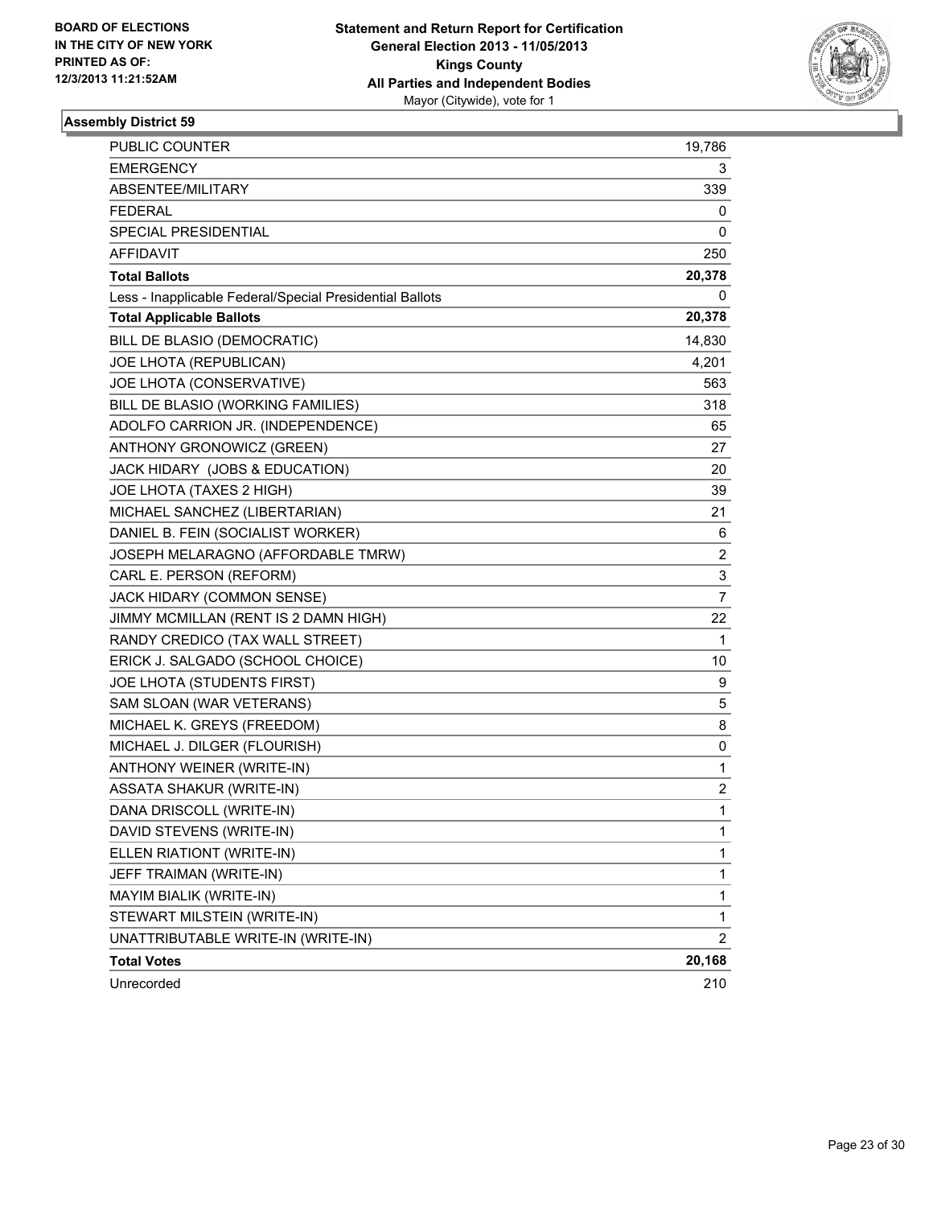BOARD OF ELECTIONS
IN THE CITY OF NEW YORK
PRINTED AS OF:
12/3/2013 11:21:52AM

**Statement and Return Report for Certification**
**General Election 2013 - 11/05/2013**
**Kings County**
**All Parties and Independent Bodies**
Mayor (Citywide), vote for 1

### Assembly District 59

| | |
|---|---|
| PUBLIC COUNTER | 19,786 |
| EMERGENCY | 3 |
| ABSENTEE/MILITARY | 339 |
| FEDERAL | 0 |
| SPECIAL PRESIDENTIAL | 0 |
| AFFIDAVIT | 250 |
| **Total Ballots** | **20,378** |
| Less - Inapplicable Federal/Special Presidential Ballots | 0 |
| **Total Applicable Ballots** | **20,378** |
| BILL DE BLASIO (DEMOCRATIC) | 14,830 |
| JOE LHOTA (REPUBLICAN) | 4,201 |
| JOE LHOTA (CONSERVATIVE) | 563 |
| BILL DE BLASIO (WORKING FAMILIES) | 318 |
| ADOLFO CARRION JR. (INDEPENDENCE) | 65 |
| ANTHONY GRONOWICZ (GREEN) | 27 |
| JACK HIDARY (JOBS & EDUCATION) | 20 |
| JOE LHOTA (TAXES 2 HIGH) | 39 |
| MICHAEL SANCHEZ (LIBERTARIAN) | 21 |
| DANIEL B. FEIN (SOCIALIST WORKER) | 6 |
| JOSEPH MELARAGNO (AFFORDABLE TMRW) | 2 |
| CARL E. PERSON (REFORM) | 3 |
| JACK HIDARY (COMMON SENSE) | 7 |
| JIMMY MCMILLAN (RENT IS 2 DAMN HIGH) | 22 |
| RANDY CREDICO (TAX WALL STREET) | 1 |
| ERICK J. SALGADO (SCHOOL CHOICE) | 10 |
| JOE LHOTA (STUDENTS FIRST) | 9 |
| SAM SLOAN (WAR VETERANS) | 5 |
| MICHAEL K. GREYS (FREEDOM) | 8 |
| MICHAEL J. DILGER (FLOURISH) | 0 |
| ANTHONY WEINER (WRITE-IN) | 1 |
| ASSATA SHAKUR (WRITE-IN) | 2 |
| DANA DRISCOLL (WRITE-IN) | 1 |
| DAVID STEVENS (WRITE-IN) | 1 |
| ELLEN RIATIONT (WRITE-IN) | 1 |
| JEFF TRAIMAN (WRITE-IN) | 1 |
| MAYIM BIALIK (WRITE-IN) | 1 |
| STEWART MILSTEIN (WRITE-IN) | 1 |
| UNATTRIBUTABLE WRITE-IN (WRITE-IN) | 2 |
| **Total Votes** | **20,168** |
| Unrecorded | 210 |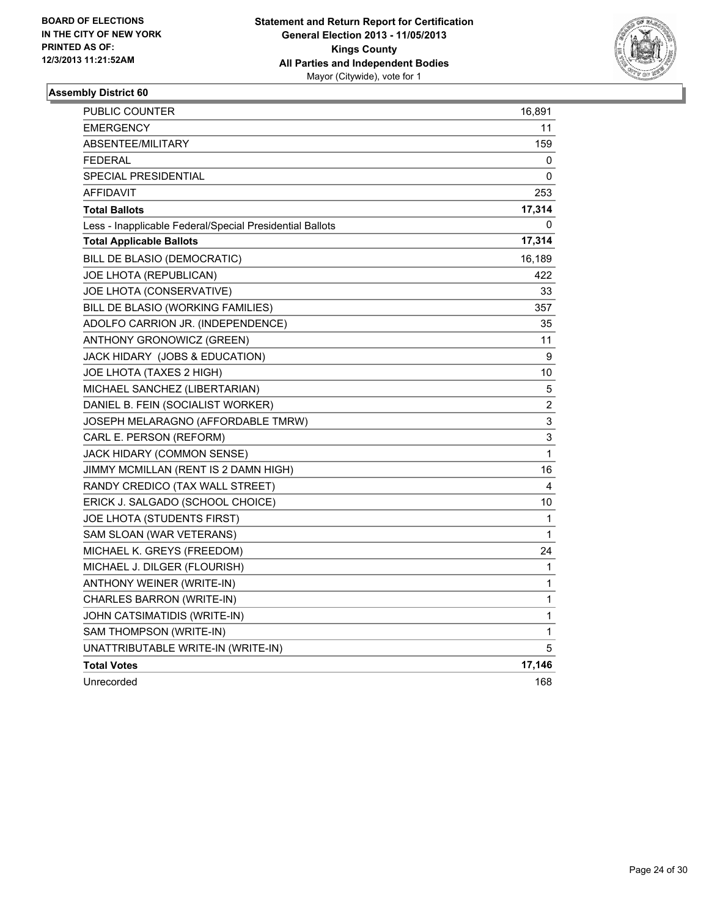**BOARD OF ELECTIONS IN THE CITY OF NEW YORK PRINTED AS OF: 12/3/2013 11:21:52AM**

**Statement and Return Report for Certification**
**General Election 2013 - 11/05/2013**
**Kings County**
**All Parties and Independent Bodies**
Mayor (Citywide), vote for 1

### Assembly District 60

| | |
|---|---|
| PUBLIC COUNTER | 16,891 |
| EMERGENCY | 11 |
| ABSENTEE/MILITARY | 159 |
| FEDERAL | 0 |
| SPECIAL PRESIDENTIAL | 0 |
| AFFIDAVIT | 253 |
| **Total Ballots** | **17,314** |
| Less - Inapplicable Federal/Special Presidential Ballots | 0 |
| **Total Applicable Ballots** | **17,314** |
| BILL DE BLASIO (DEMOCRATIC) | 16,189 |
| JOE LHOTA (REPUBLICAN) | 422 |
| JOE LHOTA (CONSERVATIVE) | 33 |
| BILL DE BLASIO (WORKING FAMILIES) | 357 |
| ADOLFO CARRION JR. (INDEPENDENCE) | 35 |
| ANTHONY GRONOWICZ (GREEN) | 11 |
| JACK HIDARY (JOBS & EDUCATION) | 9 |
| JOE LHOTA (TAXES 2 HIGH) | 10 |
| MICHAEL SANCHEZ (LIBERTARIAN) | 5 |
| DANIEL B. FEIN (SOCIALIST WORKER) | 2 |
| JOSEPH MELARAGNO (AFFORDABLE TMRW) | 3 |
| CARL E. PERSON (REFORM) | 3 |
| JACK HIDARY (COMMON SENSE) | 1 |
| JIMMY MCMILLAN (RENT IS 2 DAMN HIGH) | 16 |
| RANDY CREDICO (TAX WALL STREET) | 4 |
| ERICK J. SALGADO (SCHOOL CHOICE) | 10 |
| JOE LHOTA (STUDENTS FIRST) | 1 |
| SAM SLOAN (WAR VETERANS) | 1 |
| MICHAEL K. GREYS (FREEDOM) | 24 |
| MICHAEL J. DILGER (FLOURISH) | 1 |
| ANTHONY WEINER (WRITE-IN) | 1 |
| CHARLES BARRON (WRITE-IN) | 1 |
| JOHN CATSIMATIDIS (WRITE-IN) | 1 |
| SAM THOMPSON (WRITE-IN) | 1 |
| UNATTRIBUTABLE WRITE-IN (WRITE-IN) | 5 |
| **Total Votes** | **17,146** |
| Unrecorded | 168 |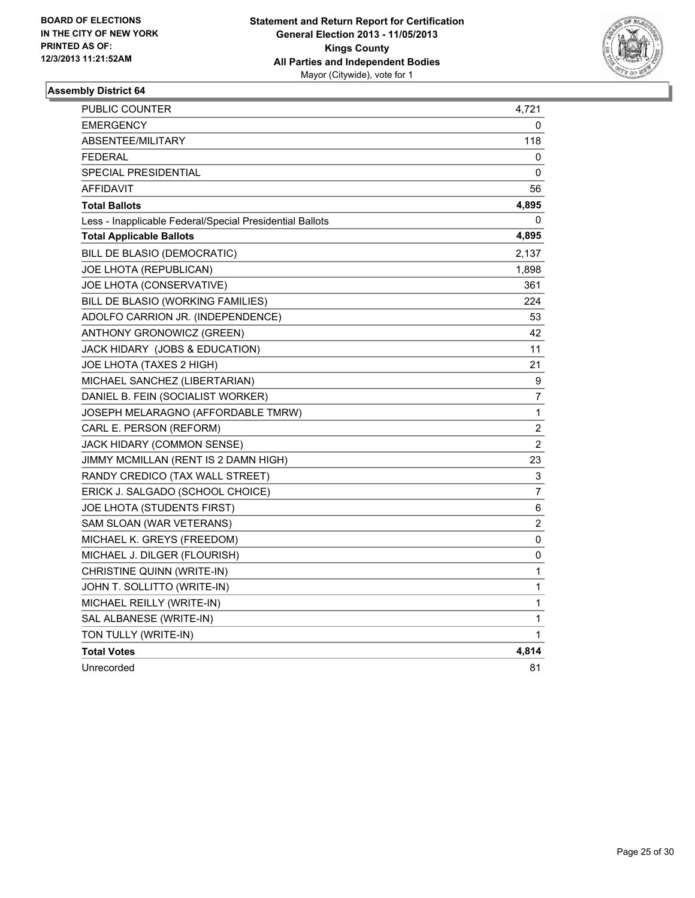**BOARD OF ELECTIONS IN THE CITY OF NEW YORK PRINTED AS OF: 12/3/2013 11:21:52AM**

**Statement and Return Report for Certification**
**General Election 2013 - 11/05/2013**
**Kings County**
**All Parties and Independent Bodies**
Mayor (Citywide), vote for 1

### Assembly District 64

| | |
|---|---|
| PUBLIC COUNTER | 4,721 |
| EMERGENCY | 0 |
| ABSENTEE/MILITARY | 118 |
| FEDERAL | 0 |
| SPECIAL PRESIDENTIAL | 0 |
| AFFIDAVIT | 56 |
| **Total Ballots** | **4,895** |
| Less - Inapplicable Federal/Special Presidential Ballots | 0 |
| **Total Applicable Ballots** | **4,895** |
| BILL DE BLASIO (DEMOCRATIC) | 2,137 |
| JOE LHOTA (REPUBLICAN) | 1,898 |
| JOE LHOTA (CONSERVATIVE) | 361 |
| BILL DE BLASIO (WORKING FAMILIES) | 224 |
| ADOLFO CARRION JR. (INDEPENDENCE) | 53 |
| ANTHONY GRONOWICZ (GREEN) | 42 |
| JACK HIDARY (JOBS & EDUCATION) | 11 |
| JOE LHOTA (TAXES 2 HIGH) | 21 |
| MICHAEL SANCHEZ (LIBERTARIAN) | 9 |
| DANIEL B. FEIN (SOCIALIST WORKER) | 7 |
| JOSEPH MELARAGNO (AFFORDABLE TMRW) | 1 |
| CARL E. PERSON (REFORM) | 2 |
| JACK HIDARY (COMMON SENSE) | 2 |
| JIMMY MCMILLAN (RENT IS 2 DAMN HIGH) | 23 |
| RANDY CREDICO (TAX WALL STREET) | 3 |
| ERICK J. SALGADO (SCHOOL CHOICE) | 7 |
| JOE LHOTA (STUDENTS FIRST) | 6 |
| SAM SLOAN (WAR VETERANS) | 2 |
| MICHAEL K. GREYS (FREEDOM) | 0 |
| MICHAEL J. DILGER (FLOURISH) | 0 |
| CHRISTINE QUINN (WRITE-IN) | 1 |
| JOHN T. SOLLITTO (WRITE-IN) | 1 |
| MICHAEL REILLY (WRITE-IN) | 1 |
| SAL ALBANESE (WRITE-IN) | 1 |
| TON TULLY (WRITE-IN) | 1 |
| **Total Votes** | **4,814** |
| Unrecorded | 81 |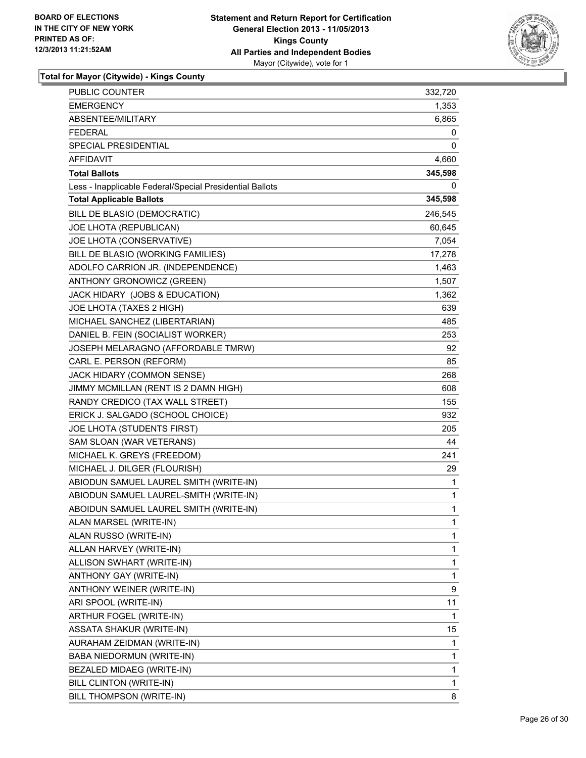**BOARD OF ELECTIONS IN THE CITY OF NEW YORK PRINTED AS OF: 12/3/2013 11:21:52AM**

**Statement and Return Report for Certification General Election 2013 - 11/05/2013 Kings County All Parties and Independent Bodies**
Mayor (Citywide), vote for 1

### Total for Mayor (Citywide) - Kings County

| | |
|---|---|
| PUBLIC COUNTER | 332,720 |
| EMERGENCY | 1,353 |
| ABSENTEE/MILITARY | 6,865 |
| FEDERAL | 0 |
| SPECIAL PRESIDENTIAL | 0 |
| AFFIDAVIT | 4,660 |
| **Total Ballots** | **345,598** |
| Less - Inapplicable Federal/Special Presidential Ballots | 0 |
| **Total Applicable Ballots** | **345,598** |
| BILL DE BLASIO (DEMOCRATIC) | 246,545 |
| JOE LHOTA (REPUBLICAN) | 60,645 |
| JOE LHOTA (CONSERVATIVE) | 7,054 |
| BILL DE BLASIO (WORKING FAMILIES) | 17,278 |
| ADOLFO CARRION JR. (INDEPENDENCE) | 1,463 |
| ANTHONY GRONOWICZ (GREEN) | 1,507 |
| JACK HIDARY (JOBS & EDUCATION) | 1,362 |
| JOE LHOTA (TAXES 2 HIGH) | 639 |
| MICHAEL SANCHEZ (LIBERTARIAN) | 485 |
| DANIEL B. FEIN (SOCIALIST WORKER) | 253 |
| JOSEPH MELARAGNO (AFFORDABLE TMRW) | 92 |
| CARL E. PERSON (REFORM) | 85 |
| JACK HIDARY (COMMON SENSE) | 268 |
| JIMMY MCMILLAN (RENT IS 2 DAMN HIGH) | 608 |
| RANDY CREDICO (TAX WALL STREET) | 155 |
| ERICK J. SALGADO (SCHOOL CHOICE) | 932 |
| JOE LHOTA (STUDENTS FIRST) | 205 |
| SAM SLOAN (WAR VETERANS) | 44 |
| MICHAEL K. GREYS (FREEDOM) | 241 |
| MICHAEL J. DILGER (FLOURISH) | 29 |
| ABIODUN SAMUEL LAUREL SMITH (WRITE-IN) | 1 |
| ABIODUN SAMUEL LAUREL-SMITH (WRITE-IN) | 1 |
| ABOIDUN SAMUEL LAUREL SMITH (WRITE-IN) | 1 |
| ALAN MARSEL (WRITE-IN) | 1 |
| ALAN RUSSO (WRITE-IN) | 1 |
| ALLAN HARVEY (WRITE-IN) | 1 |
| ALLISON SWHART (WRITE-IN) | 1 |
| ANTHONY GAY (WRITE-IN) | 1 |
| ANTHONY WEINER (WRITE-IN) | 9 |
| ARI SPOOL (WRITE-IN) | 11 |
| ARTHUR FOGEL (WRITE-IN) | 1 |
| ASSATA SHAKUR (WRITE-IN) | 15 |
| AURAHAM ZEIDMAN (WRITE-IN) | 1 |
| BABA NIEDORMUN (WRITE-IN) | 1 |
| BEZALED MIDAEG (WRITE-IN) | 1 |
| BILL CLINTON (WRITE-IN) | 1 |
| BILL THOMPSON (WRITE-IN) | 8 |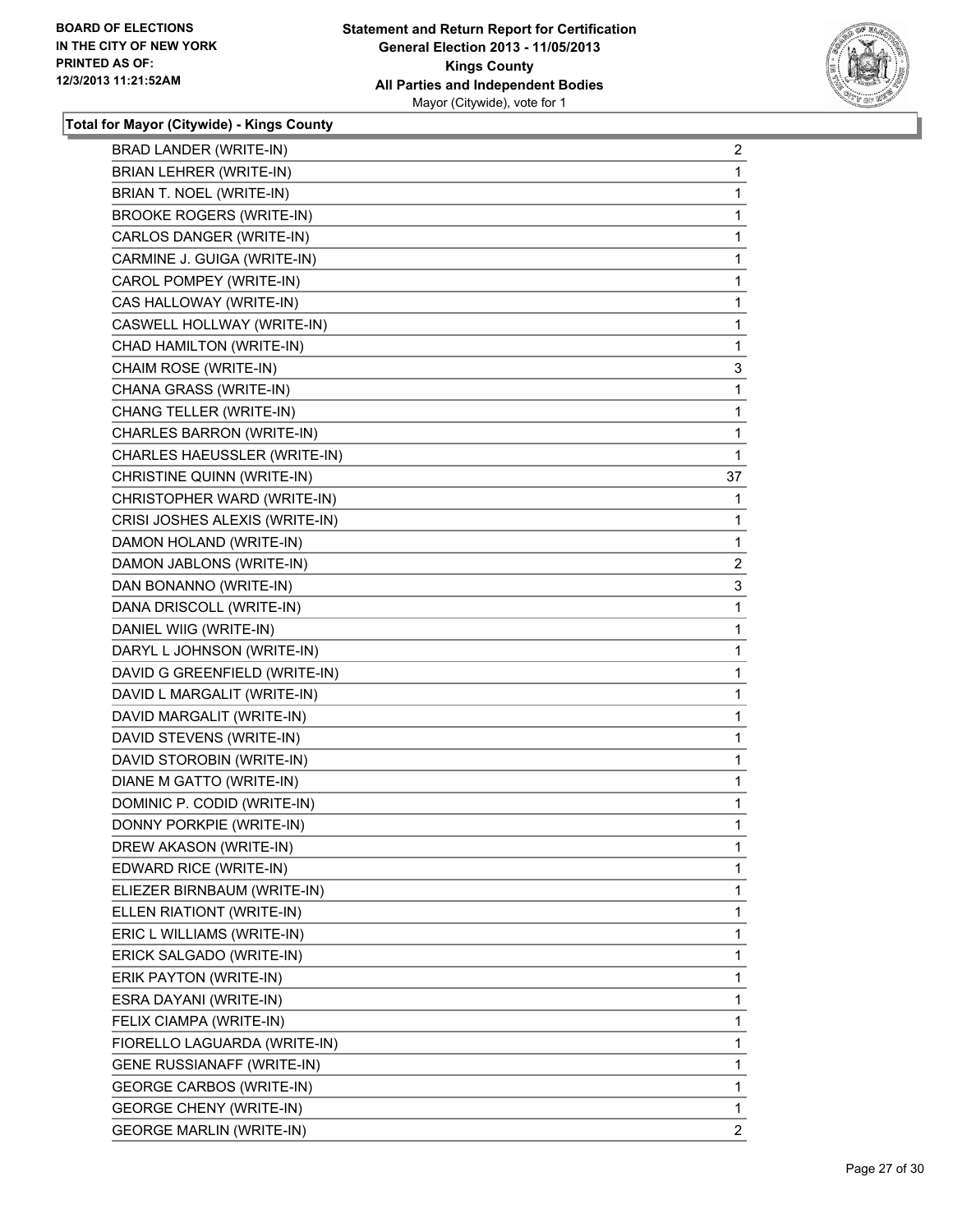BOARD OF ELECTIONS
IN THE CITY OF NEW YORK
PRINTED AS OF:
12/3/2013 11:21:52AM

**Statement and Return Report for Certification**
**General Election 2013 - 11/05/2013**
**Kings County**
**All Parties and Independent Bodies**
Mayor (Citywide), vote for 1

**Total for Mayor (Citywide) - Kings County**

| | |
|---|---|
| BRAD LANDER (WRITE-IN) | 2 |
| BRIAN LEHRER (WRITE-IN) | 1 |
| BRIAN T. NOEL (WRITE-IN) | 1 |
| BROOKE ROGERS (WRITE-IN) | 1 |
| CARLOS DANGER (WRITE-IN) | 1 |
| CARMINE J. GUIGA (WRITE-IN) | 1 |
| CAROL POMPEY (WRITE-IN) | 1 |
| CAS HALLOWAY (WRITE-IN) | 1 |
| CASWELL HOLLWAY (WRITE-IN) | 1 |
| CHAD HAMILTON (WRITE-IN) | 1 |
| CHAIM ROSE (WRITE-IN) | 3 |
| CHANA GRASS (WRITE-IN) | 1 |
| CHANG TELLER (WRITE-IN) | 1 |
| CHARLES BARRON (WRITE-IN) | 1 |
| CHARLES HAEUSSLER (WRITE-IN) | 1 |
| CHRISTINE QUINN (WRITE-IN) | 37 |
| CHRISTOPHER WARD (WRITE-IN) | 1 |
| CRISI JOSHES ALEXIS (WRITE-IN) | 1 |
| DAMON HOLAND (WRITE-IN) | 1 |
| DAMON JABLONS (WRITE-IN) | 2 |
| DAN BONANNO (WRITE-IN) | 3 |
| DANA DRISCOLL (WRITE-IN) | 1 |
| DANIEL WIIG (WRITE-IN) | 1 |
| DARYL L JOHNSON (WRITE-IN) | 1 |
| DAVID G GREENFIELD (WRITE-IN) | 1 |
| DAVID L MARGALIT (WRITE-IN) | 1 |
| DAVID MARGALIT (WRITE-IN) | 1 |
| DAVID STEVENS (WRITE-IN) | 1 |
| DAVID STOROBIN (WRITE-IN) | 1 |
| DIANE M GATTO (WRITE-IN) | 1 |
| DOMINIC P. CODID (WRITE-IN) | 1 |
| DONNY PORKPIE (WRITE-IN) | 1 |
| DREW AKASON (WRITE-IN) | 1 |
| EDWARD RICE (WRITE-IN) | 1 |
| ELIEZER BIRNBAUM (WRITE-IN) | 1 |
| ELLEN RIATIONT (WRITE-IN) | 1 |
| ERIC L WILLIAMS (WRITE-IN) | 1 |
| ERICK SALGADO (WRITE-IN) | 1 |
| ERIK PAYTON (WRITE-IN) | 1 |
| ESRA DAYANI (WRITE-IN) | 1 |
| FELIX CIAMPA (WRITE-IN) | 1 |
| FIORELLO LAGUARDA (WRITE-IN) | 1 |
| GENE RUSSIANAFF (WRITE-IN) | 1 |
| GEORGE CARBOS (WRITE-IN) | 1 |
| GEORGE CHENY (WRITE-IN) | 1 |
| GEORGE MARLIN (WRITE-IN) | 2 |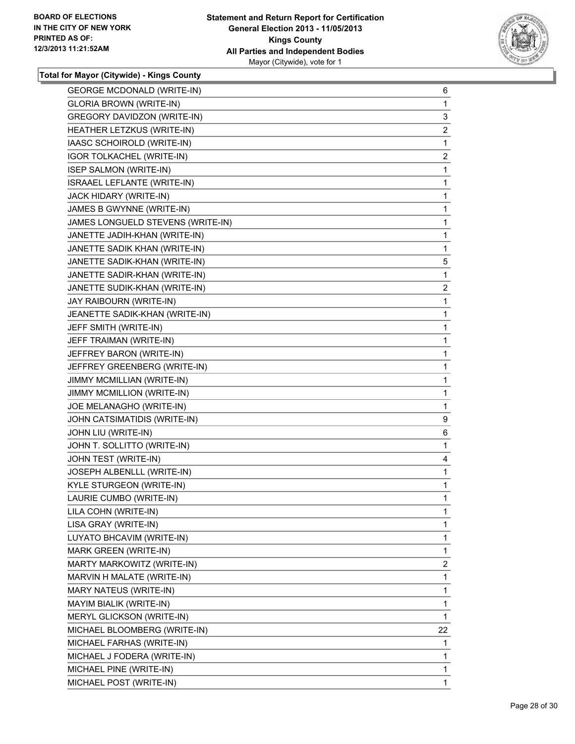BOARD OF ELECTIONS
IN THE CITY OF NEW YORK
PRINTED AS OF:
12/3/2013 11:21:52AM

**Statement and Return Report for Certification**
**General Election 2013 - 11/05/2013**
**Kings County**
**All Parties and Independent Bodies**
Mayor (Citywide), vote for 1

**Total for Mayor (Citywide) - Kings County**

| Candidate | Votes |
|---|---|
| GEORGE MCDONALD (WRITE-IN) | 6 |
| GLORIA BROWN (WRITE-IN) | 1 |
| GREGORY DAVIDZON (WRITE-IN) | 3 |
| HEATHER LETZKUS (WRITE-IN) | 2 |
| IAASC SCHOIROLD (WRITE-IN) | 1 |
| IGOR TOLKACHEL (WRITE-IN) | 2 |
| ISEP SALMON (WRITE-IN) | 1 |
| ISRAAEL LEFLANTE (WRITE-IN) | 1 |
| JACK HIDARY (WRITE-IN) | 1 |
| JAMES B GWYNNE (WRITE-IN) | 1 |
| JAMES LONGUELD STEVENS (WRITE-IN) | 1 |
| JANETTE JADIH-KHAN (WRITE-IN) | 1 |
| JANETTE SADIK KHAN (WRITE-IN) | 1 |
| JANETTE SADIK-KHAN (WRITE-IN) | 5 |
| JANETTE SADIR-KHAN (WRITE-IN) | 1 |
| JANETTE SUDIK-KHAN (WRITE-IN) | 2 |
| JAY RAIBOURN (WRITE-IN) | 1 |
| JEANETTE SADIK-KHAN (WRITE-IN) | 1 |
| JEFF SMITH (WRITE-IN) | 1 |
| JEFF TRAIMAN (WRITE-IN) | 1 |
| JEFFREY BARON (WRITE-IN) | 1 |
| JEFFREY GREENBERG (WRITE-IN) | 1 |
| JIMMY MCMILLIAN (WRITE-IN) | 1 |
| JIMMY MCMILLION (WRITE-IN) | 1 |
| JOE MELANAGHO (WRITE-IN) | 1 |
| JOHN CATSIMATIDIS (WRITE-IN) | 9 |
| JOHN LIU (WRITE-IN) | 6 |
| JOHN T. SOLLITTO (WRITE-IN) | 1 |
| JOHN TEST (WRITE-IN) | 4 |
| JOSEPH ALBENLLL (WRITE-IN) | 1 |
| KYLE STURGEON (WRITE-IN) | 1 |
| LAURIE CUMBO (WRITE-IN) | 1 |
| LILA COHN (WRITE-IN) | 1 |
| LISA GRAY (WRITE-IN) | 1 |
| LUYATO BHCAVIM (WRITE-IN) | 1 |
| MARK GREEN (WRITE-IN) | 1 |
| MARTY MARKOWITZ (WRITE-IN) | 2 |
| MARVIN H MALATE (WRITE-IN) | 1 |
| MARY NATEUS (WRITE-IN) | 1 |
| MAYIM BIALIK (WRITE-IN) | 1 |
| MERYL GLICKSON (WRITE-IN) | 1 |
| MICHAEL BLOOMBERG (WRITE-IN) | 22 |
| MICHAEL FARHAS (WRITE-IN) | 1 |
| MICHAEL J FODERA (WRITE-IN) | 1 |
| MICHAEL PINE (WRITE-IN) | 1 |
| MICHAEL POST (WRITE-IN) | 1 |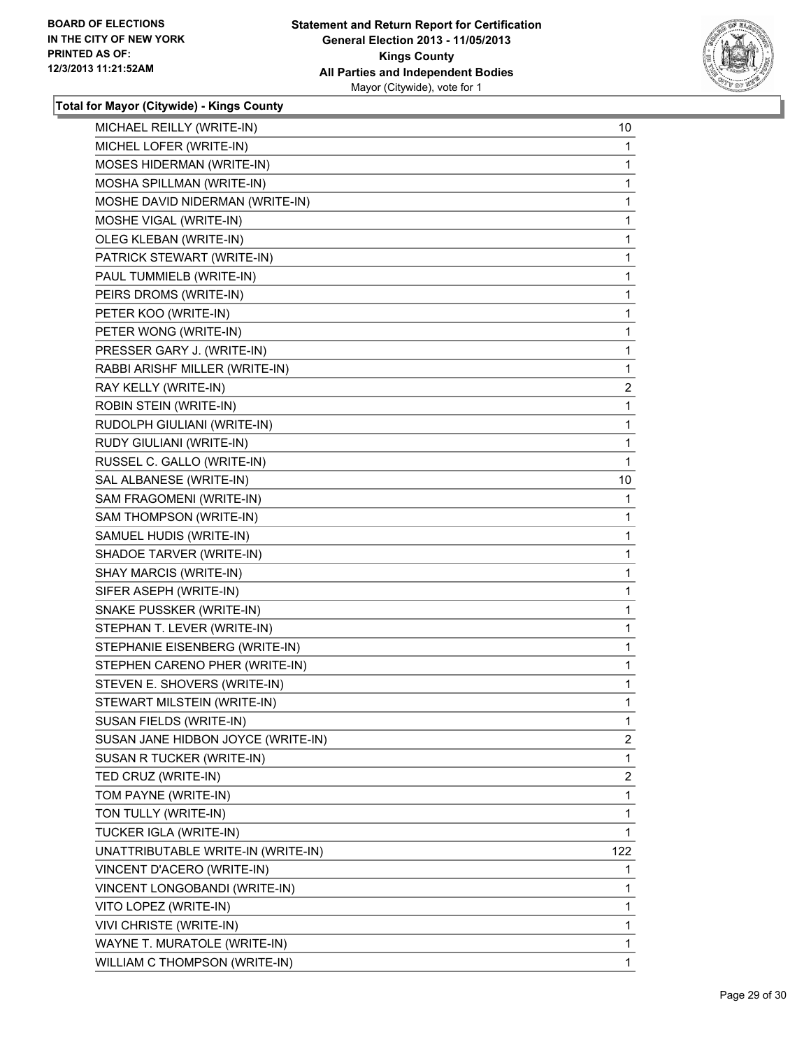**Total for Mayor (Citywide) - Kings County**

| | |
|---|---|
| MICHAEL REILLY (WRITE-IN) | 10 |
| MICHEL LOFER (WRITE-IN) | 1 |
| MOSES HIDERMAN (WRITE-IN) | 1 |
| MOSHA SPILLMAN (WRITE-IN) | 1 |
| MOSHE DAVID NIDERMAN (WRITE-IN) | 1 |
| MOSHE VIGAL (WRITE-IN) | 1 |
| OLEG KLEBAN (WRITE-IN) | 1 |
| PATRICK STEWART (WRITE-IN) | 1 |
| PAUL TUMMIELB (WRITE-IN) | 1 |
| PEIRS DROMS (WRITE-IN) | 1 |
| PETER KOO (WRITE-IN) | 1 |
| PETER WONG (WRITE-IN) | 1 |
| PRESSER GARY J. (WRITE-IN) | 1 |
| RABBI ARISHF MILLER (WRITE-IN) | 1 |
| RAY KELLY (WRITE-IN) | 2 |
| ROBIN STEIN (WRITE-IN) | 1 |
| RUDOLPH GIULIANI (WRITE-IN) | 1 |
| RUDY GIULIANI (WRITE-IN) | 1 |
| RUSSEL C. GALLO (WRITE-IN) | 1 |
| SAL ALBANESE (WRITE-IN) | 10 |
| SAM FRAGOMENI (WRITE-IN) | 1 |
| SAM THOMPSON (WRITE-IN) | 1 |
| SAMUEL HUDIS (WRITE-IN) | 1 |
| SHADOE TARVER (WRITE-IN) | 1 |
| SHAY MARCIS (WRITE-IN) | 1 |
| SIFER ASEPH (WRITE-IN) | 1 |
| SNAKE PUSSKER (WRITE-IN) | 1 |
| STEPHAN T. LEVER (WRITE-IN) | 1 |
| STEPHANIE EISENBERG (WRITE-IN) | 1 |
| STEPHEN CARENO PHER (WRITE-IN) | 1 |
| STEVEN E. SHOVERS (WRITE-IN) | 1 |
| STEWART MILSTEIN (WRITE-IN) | 1 |
| SUSAN FIELDS (WRITE-IN) | 1 |
| SUSAN JANE HIDBON JOYCE (WRITE-IN) | 2 |
| SUSAN R TUCKER (WRITE-IN) | 1 |
| TED CRUZ (WRITE-IN) | 2 |
| TOM PAYNE (WRITE-IN) | 1 |
| TON TULLY (WRITE-IN) | 1 |
| TUCKER IGLA (WRITE-IN) | 1 |
| UNATTRIBUTABLE WRITE-IN (WRITE-IN) | 122 |
| VINCENT D'ACERO (WRITE-IN) | 1 |
| VINCENT LONGOBANDI (WRITE-IN) | 1 |
| VITO LOPEZ (WRITE-IN) | 1 |
| VIVI CHRISTE (WRITE-IN) | 1 |
| WAYNE T. MURATOLE (WRITE-IN) | 1 |
| WILLIAM C THOMPSON (WRITE-IN) | 1 |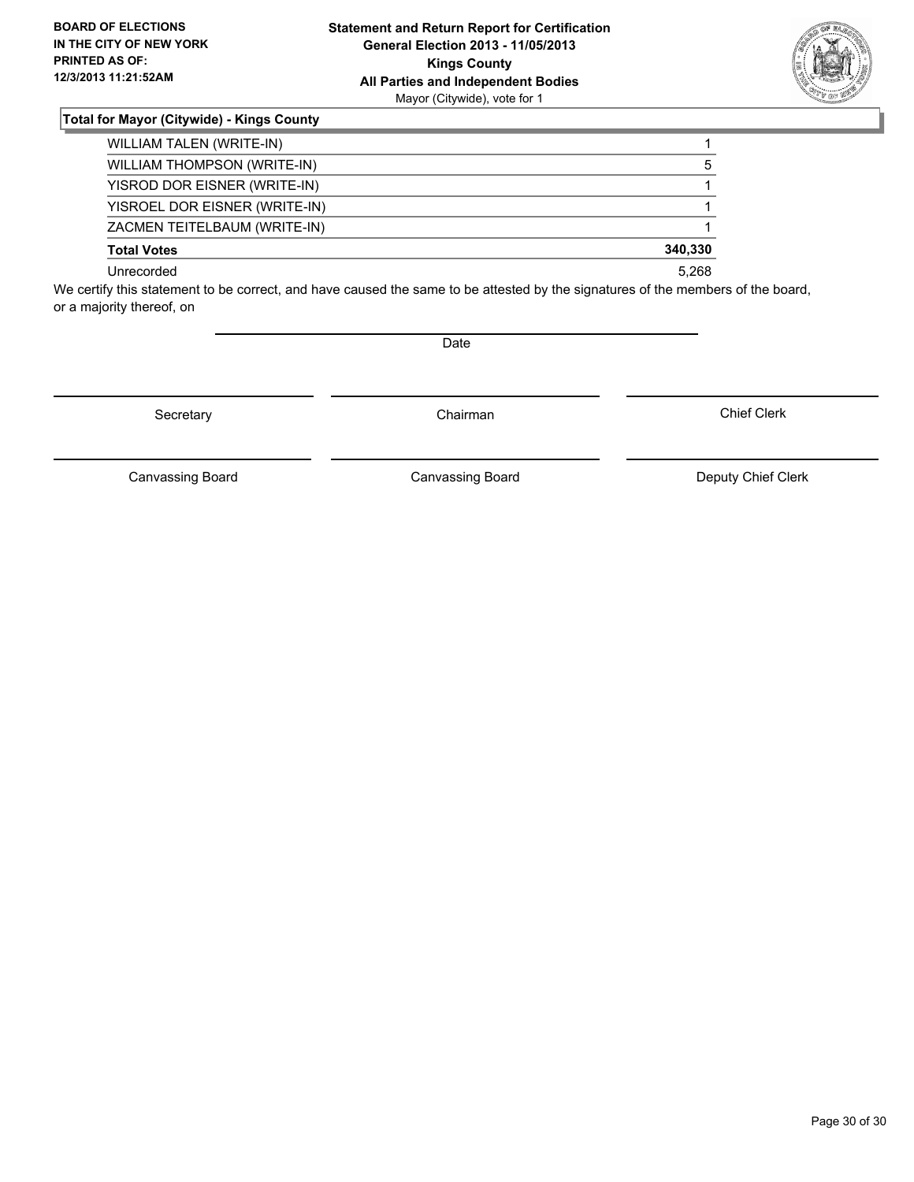**BOARD OF ELECTIONS IN THE CITY OF NEW YORK PRINTED AS OF: 12/3/2013 11:21:52AM**

**Statement and Return Report for Certification General Election 2013 - 11/05/2013 Kings County All Parties and Independent Bodies**
Mayor (Citywide), vote for 1

### Total for Mayor (Citywide) - Kings County

| | |
|---|---|
| WILLIAM TALEN (WRITE-IN) | 1 |
| WILLIAM THOMPSON (WRITE-IN) | 5 |
| YISROD DOR EISNER (WRITE-IN) | 1 |
| YISROEL DOR EISNER (WRITE-IN) | 1 |
| ZACMEN TEITELBAUM (WRITE-IN) | 1 |
| **Total Votes** | **340,330** |
| Unrecorded | 5,268 |

We certify this statement to be correct, and have caused the same to be attested by the signatures of the members of the board, or a majority thereof, on

Date

Secretary | Chairman | Chief Clerk

Canvassing Board | Canvassing Board | Deputy Chief Clerk